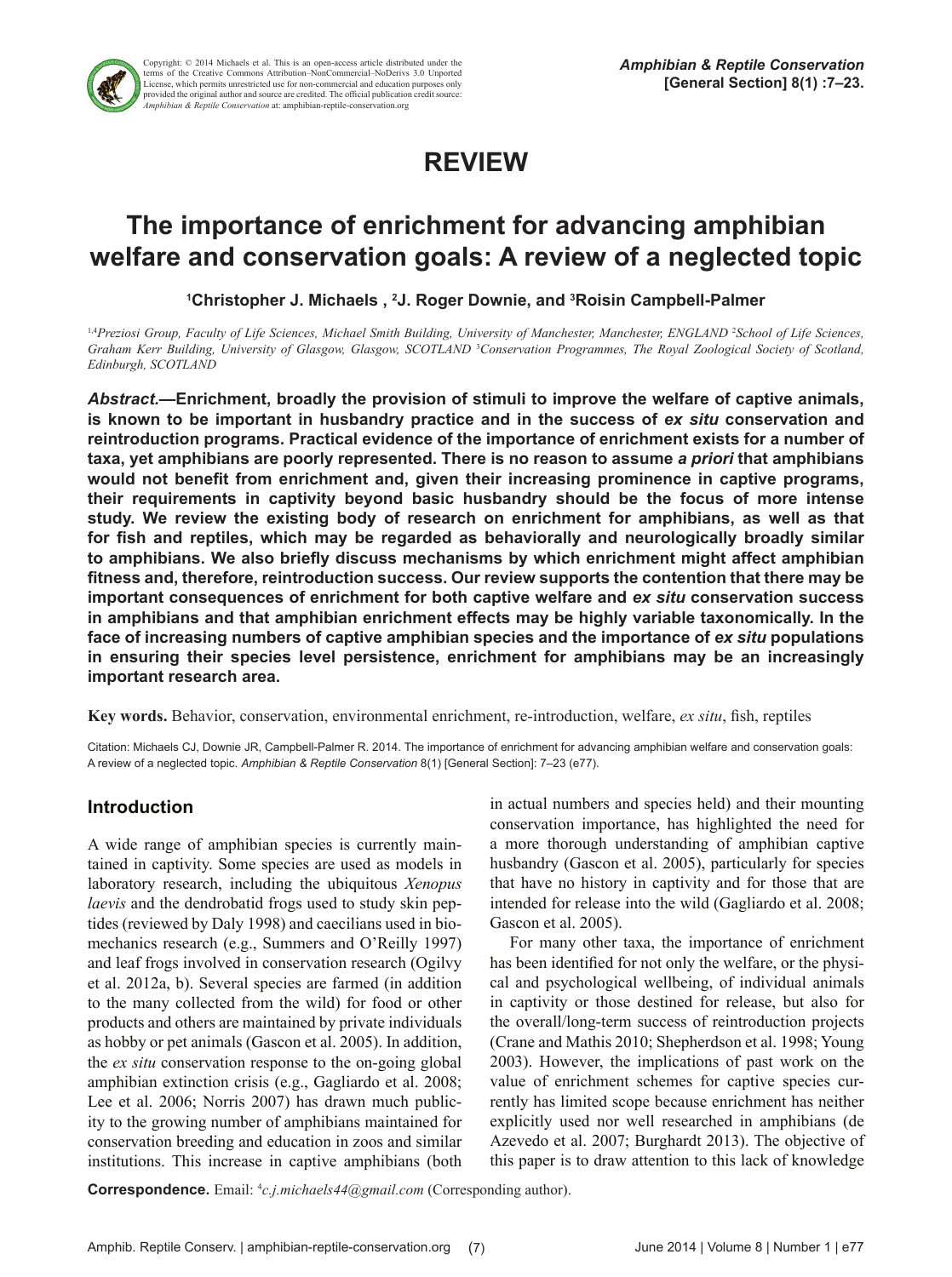Copyright: © 2014 Michaels et al. This is an open-access article distributed under the terms of the Creative Commons Attribution–NonCommercial–NoDerivs 3.0 Unported License, which permits unrestricted use for non-commercial and education purposes only provided the original author and source are credited. The official publication credit source: *Amphibian & Reptile Conservation* at: amphibian-reptile-conservation.org

# REVIEW

# The importance of enrichment for advancing amphibian welfare and conservation goals: A review of a neglected topic

**[1]Christopher J. Michaels , [2]J. Roger Downie, and [3]Roisin Campbell-Palmer**

[1,4]*Preziosi Group, Faculty of Life Sciences, Michael Smith Building, University of Manchester, Manchester, ENGLAND* [2]*School of Life Sciences, Graham Kerr Building, University of Glasgow, Glasgow, SCOTLAND* [3]*Conservation Programmes, The Royal Zoological Society of Scotland, Edinburgh, SCOTLAND*

***Abstract.*—Enrichment, broadly the provision of stimuli to improve the welfare of captive animals, is known to be important in husbandry practice and in the success of *ex situ* conservation and reintroduction programs. Practical evidence of the importance of enrichment exists for a number of taxa, yet amphibians are poorly represented. There is no reason to assume *a priori* that amphibians would not benefit from enrichment and, given their increasing prominence in captive programs, their requirements in captivity beyond basic husbandry should be the focus of more intense study. We review the existing body of research on enrichment for amphibians, as well as that for fish and reptiles, which may be regarded as behaviorally and neurologically broadly similar to amphibians. We also briefly discuss mechanisms by which enrichment might affect amphibian fitness and, therefore, reintroduction success. Our review supports the contention that there may be important consequences of enrichment for both captive welfare and *ex situ* conservation success in amphibians and that amphibian enrichment effects may be highly variable taxonomically. In the face of increasing numbers of captive amphibian species and the importance of *ex situ* populations in ensuring their species level persistence, enrichment for amphibians may be an increasingly important research area.**

**Key words.** Behavior, conservation, environmental enrichment, re-introduction, welfare, *ex situ*, fish, reptiles

Citation: Michaels CJ, Downie JR, Campbell-Palmer R. 2014. The importance of enrichment for advancing amphibian welfare and conservation goals: A review of a neglected topic. *Amphibian & Reptile Conservation* 8(1) [General Section]: 7–23 (e77).

## Introduction

A wide range of amphibian species is currently maintained in captivity. Some species are used as models in laboratory research, including the ubiquitous *Xenopus laevis* and the dendrobatid frogs used to study skin peptides (reviewed by Daly 1998) and caecilians used in biomechanics research (e.g., Summers and O'Reilly 1997) and leaf frogs involved in conservation research (Ogilvy et al. 2012a, b). Several species are farmed (in addition to the many collected from the wild) for food or other products and others are maintained by private individuals as hobby or pet animals (Gascon et al. 2005). In addition, the *ex situ* conservation response to the on-going global amphibian extinction crisis (e.g., Gagliardo et al. 2008; Lee et al. 2006; Norris 2007) has drawn much publicity to the growing number of amphibians maintained for conservation breeding and education in zoos and similar institutions. This increase in captive amphibians (both in actual numbers and species held) and their mounting conservation importance, has highlighted the need for a more thorough understanding of amphibian captive husbandry (Gascon et al. 2005), particularly for species that have no history in captivity and for those that are intended for release into the wild (Gagliardo et al. 2008; Gascon et al. 2005).

For many other taxa, the importance of enrichment has been identified for not only the welfare, or the physical and psychological wellbeing, of individual animals in captivity or those destined for release, but also for the overall/long-term success of reintroduction projects (Crane and Mathis 2010; Shepherdson et al. 1998; Young 2003). However, the implications of past work on the value of enrichment schemes for captive species currently has limited scope because enrichment has neither explicitly used nor well researched in amphibians (de Azevedo et al. 2007; Burghardt 2013). The objective of this paper is to draw attention to this lack of knowledge

**Correspondence.** Email: [4]*c.j.michaels44@gmail.com* (Corresponding author).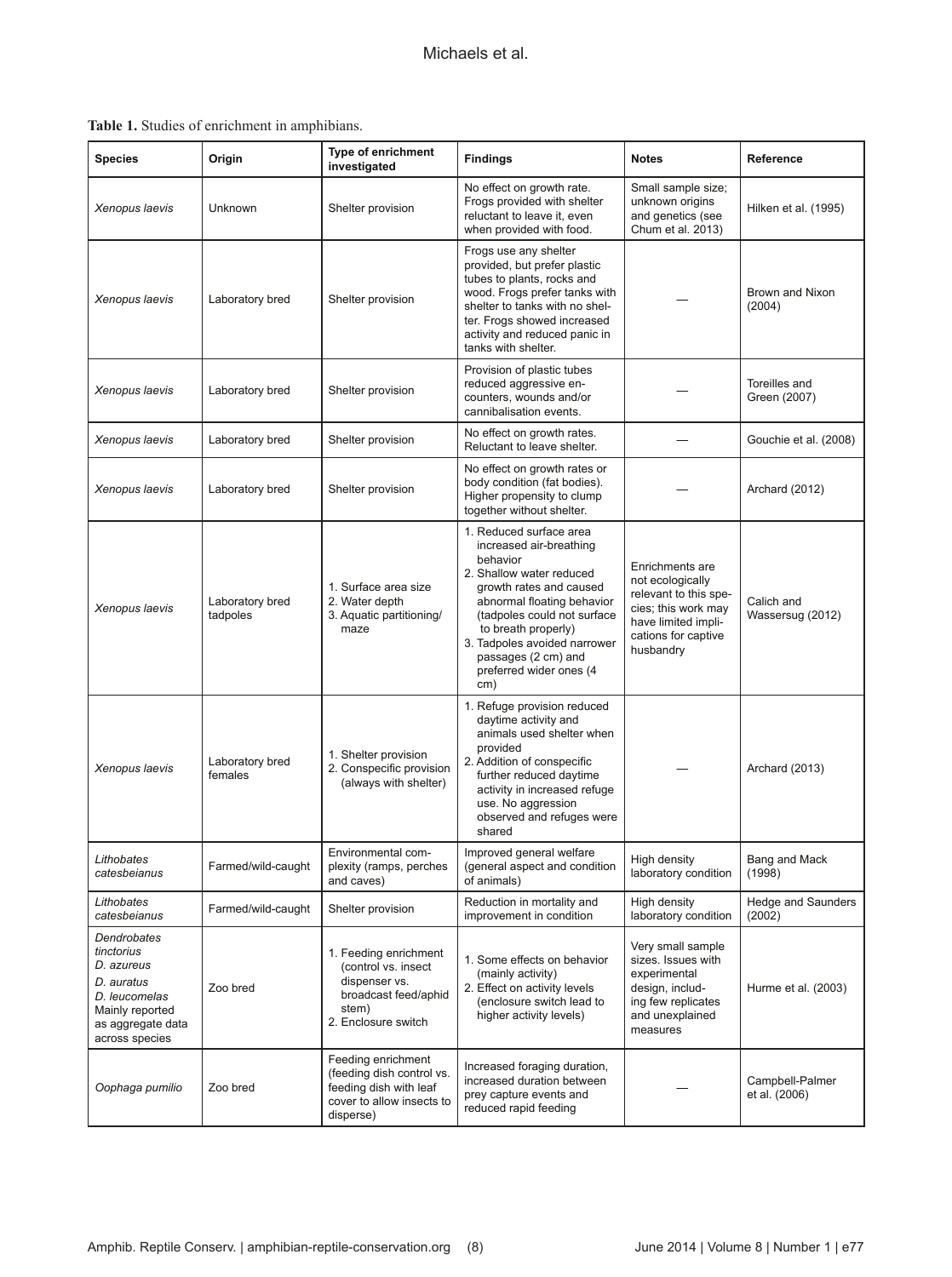**Table 1.** Studies of enrichment in amphibians.

| Species | Origin | Type of enrichment investigated | Findings | Notes | Reference |
|---|---|---|---|---|---|
| *Xenopus laevis* | Unknown | Shelter provision | No effect on growth rate. Frogs provided with shelter reluctant to leave it, even when provided with food. | Small sample size; unknown origins and genetics (see Chum et al. 2013) | Hilken et al. (1995) |
| *Xenopus laevis* | Laboratory bred | Shelter provision | Frogs use any shelter provided, but prefer plastic tubes to plants, rocks and wood. Frogs prefer tanks with shelter to tanks with no shelter. Frogs showed increased activity and reduced panic in tanks with shelter. | — | Brown and Nixon (2004) |
| *Xenopus laevis* | Laboratory bred | Shelter provision | Provision of plastic tubes reduced aggressive encounters, wounds and/or cannibalisation events. | — | Toreilles and Green (2007) |
| *Xenopus laevis* | Laboratory bred | Shelter provision | No effect on growth rates. Reluctant to leave shelter. | — | Gouchie et al. (2008) |
| *Xenopus laevis* | Laboratory bred | Shelter provision | No effect on growth rates or body condition (fat bodies). Higher propensity to clump together without shelter. | — | Archard (2012) |
| *Xenopus laevis* | Laboratory bred tadpoles | 1. Surface area size<br>2. Water depth<br>3. Aquatic partitioning/maze | 1. Reduced surface area increased air-breathing behavior<br>2. Shallow water reduced growth rates and caused abnormal floating behavior (tadpoles could not surface to breath properly)<br>3. Tadpoles avoided narrower passages (2 cm) and preferred wider ones (4 cm) | Enrichments are not ecologically relevant to this species; this work may have limited implications for captive husbandry | Calich and Wassersug (2012) |
| *Xenopus laevis* | Laboratory bred females | 1. Shelter provision<br>2. Conspecific provision (always with shelter) | 1. Refuge provision reduced daytime activity and animals used shelter when provided<br>2. Addition of conspecific further reduced daytime activity in increased refuge use. No aggression observed and refuges were shared | — | Archard (2013) |
| *Lithobates catesbeianus* | Farmed/wild-caught | Environmental complexity (ramps, perches and caves) | Improved general welfare (general aspect and condition of animals) | High density laboratory condition | Bang and Mack (1998) |
| *Lithobates catesbeianus* | Farmed/wild-caught | Shelter provision | Reduction in mortality and improvement in condition | High density laboratory condition | Hedge and Saunders (2002) |
| *Dendrobates tinctorius*<br>*D. azureus*<br>*D. auratus*<br>*D. leucomelas*<br>Mainly reported as aggregate data across species | Zoo bred | 1. Feeding enrichment (control vs. insect dispenser vs. broadcast feed/aphid stem)<br>2. Enclosure switch | 1. Some effects on behavior (mainly activity)<br>2. Effect on activity levels (enclosure switch lead to higher activity levels) | Very small sample sizes. Issues with experimental design, including few replicates and unexplained measures | Hurme et al. (2003) |
| *Oophaga pumilio* | Zoo bred | Feeding enrichment (feeding dish control vs. feeding dish with leaf cover to allow insects to disperse) | Increased foraging duration, increased duration between prey capture events and reduced rapid feeding | — | Campbell-Palmer et al. (2006) |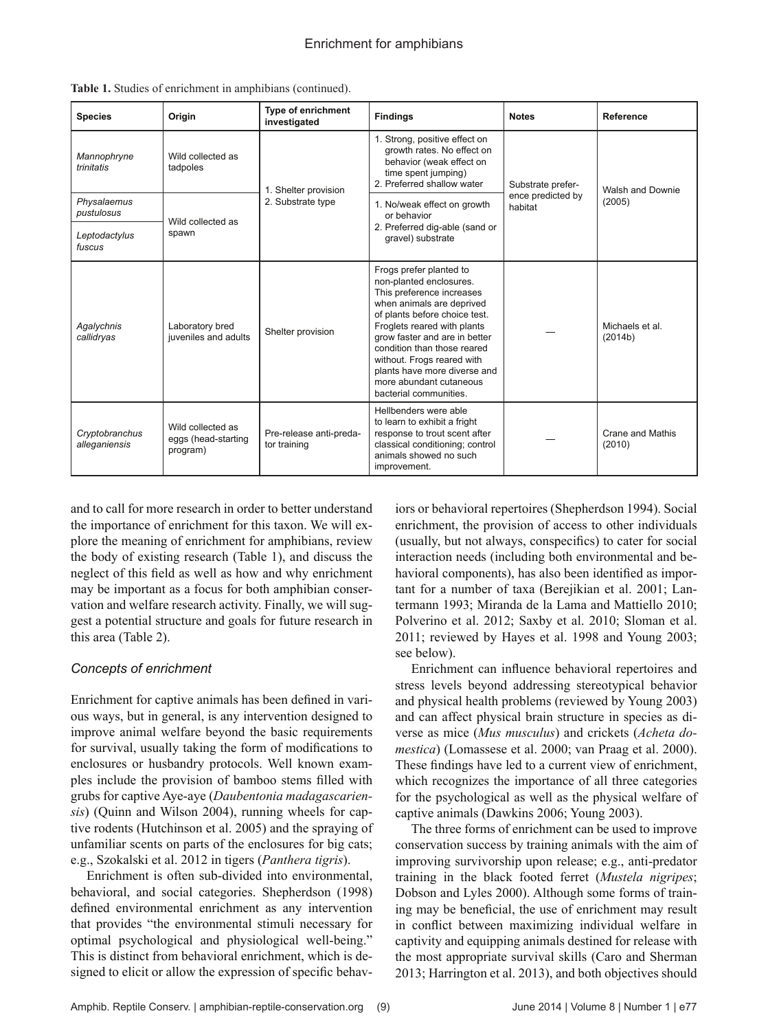**Table 1.** Studies of enrichment in amphibians (continued).

| Species | Origin | Type of enrichment investigated | Findings | Notes | Reference |
|---|---|---|---|---|---|
| *Mannophryne trinitatis* | Wild collected as tadpoles | 1. Shelter provision 2. Substrate type | 1. Strong, positive effect on growth rates. No effect on behavior (weak effect on time spent jumping) 2. Preferred shallow water | Substrate preference predicted by habitat | Walsh and Downie (2005) |
| *Physalaemus pustulosus* | Wild collected as spawn | | 1. No/weak effect on growth or behavior 2. Preferred dig-able (sand or gravel) substrate | | |
| *Leptodactylus fuscus* | | | | | |
| *Agalychnis callidryas* | Laboratory bred juveniles and adults | Shelter provision | Frogs prefer planted to non-planted enclosures. This preference increases when animals are deprived of plants before choice test. Froglets reared with plants grow faster and are in better condition than those reared without. Frogs reared with plants have more diverse and more abundant cutaneous bacterial communities. | — | Michaels et al. (2014b) |
| *Cryptobranchus alleganiensis* | Wild collected as eggs (head-starting program) | Pre-release anti-predator training | Hellbenders were able to learn to exhibit a fright response to trout scent after classical conditioning; control animals showed no such improvement. | — | Crane and Mathis (2010) |

and to call for more research in order to better understand the importance of enrichment for this taxon. We will explore the meaning of enrichment for amphibians, review the body of existing research (Table 1), and discuss the neglect of this field as well as how and why enrichment may be important as a focus for both amphibian conservation and welfare research activity. Finally, we will suggest a potential structure and goals for future research in this area (Table 2).

### *Concepts of enrichment*

Enrichment for captive animals has been defined in various ways, but in general, is any intervention designed to improve animal welfare beyond the basic requirements for survival, usually taking the form of modifications to enclosures or husbandry protocols. Well known examples include the provision of bamboo stems filled with grubs for captive Aye-aye (*Daubentonia madagascariensis*) (Quinn and Wilson 2004), running wheels for captive rodents (Hutchinson et al. 2005) and the spraying of unfamiliar scents on parts of the enclosures for big cats; e.g., Szokalski et al. 2012 in tigers (*Panthera tigris*).

Enrichment is often sub-divided into environmental, behavioral, and social categories. Shepherdson (1998) defined environmental enrichment as any intervention that provides "the environmental stimuli necessary for optimal psychological and physiological well-being." This is distinct from behavioral enrichment, which is designed to elicit or allow the expression of specific behaviors or behavioral repertoires (Shepherdson 1994). Social enrichment, the provision of access to other individuals (usually, but not always, conspecifics) to cater for social interaction needs (including both environmental and behavioral components), has also been identified as important for a number of taxa (Berejikian et al. 2001; Lantermann 1993; Miranda de la Lama and Mattiello 2010; Polverino et al. 2012; Saxby et al. 2010; Sloman et al. 2011; reviewed by Hayes et al. 1998 and Young 2003; see below).

Enrichment can influence behavioral repertoires and stress levels beyond addressing stereotypical behavior and physical health problems (reviewed by Young 2003) and can affect physical brain structure in species as diverse as mice (*Mus musculus*) and crickets (*Acheta domestica*) (Lomassese et al. 2000; van Praag et al. 2000). These findings have led to a current view of enrichment, which recognizes the importance of all three categories for the psychological as well as the physical welfare of captive animals (Dawkins 2006; Young 2003).

The three forms of enrichment can be used to improve conservation success by training animals with the aim of improving survivorship upon release; e.g., anti-predator training in the black footed ferret (*Mustela nigripes*; Dobson and Lyles 2000). Although some forms of training may be beneficial, the use of enrichment may result in conflict between maximizing individual welfare in captivity and equipping animals destined for release with the most appropriate survival skills (Caro and Sherman 2013; Harrington et al. 2013), and both objectives should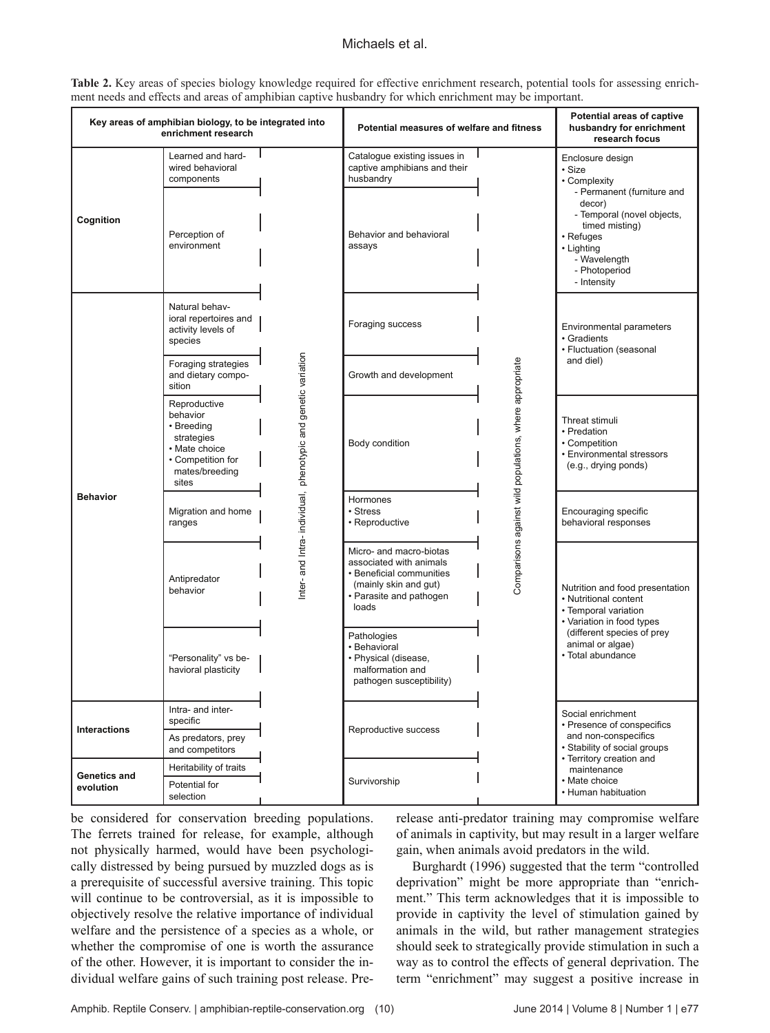**Table 2.** Key areas of species biology knowledge required for effective enrichment research, potential tools for assessing enrichment needs and effects and areas of amphibian captive husbandry for which enrichment may be important.

| Key areas of amphibian biology, to be integrated into enrichment research | | | Potential measures of welfare and fitness | | Potential areas of captive husbandry for enrichment research focus |
|---|---|---|---|---|---|
| Cognition | Learned and hard-wired behavioral components | Inter- and Intra- individual, phenotypic and genetic variation | Catalogue existing issues in captive amphibians and their husbandry | Comparisons against wild populations, where appropriate | Enclosure design<br>• Size<br>• Complexity<br>- Permanent (furniture and decor)<br>- Temporal (novel objects, timed misting)<br>• Refuges<br>• Lighting<br>- Wavelength<br>- Photoperiod<br>- Intensity |
| | Perception of environment | | Behavior and behavioral assays | | |
| Behavior | Natural behavioral repertoires and activity levels of species | | Foraging success | | Environmental parameters<br>• Gradients<br>• Fluctuation (seasonal and diel) |
| | Foraging strategies and dietary composition | | Growth and development | | |
| | Reproductive behavior<br>• Breeding strategies<br>• Mate choice<br>• Competition for mates/breeding sites | | Body condition | | Threat stimuli<br>• Predation<br>• Competition<br>• Environmental stressors (e.g., drying ponds) |
| | Migration and home ranges | | Hormones<br>• Stress<br>• Reproductive | | Encouraging specific behavioral responses |
| | Antipredator behavior | | Micro- and macro-biotas associated with animals<br>• Beneficial communities (mainly skin and gut)<br>• Parasite and pathogen loads | | Nutrition and food presentation<br>• Nutritional content<br>• Temporal variation<br>• Variation in food types (different species of prey animal or algae)<br>• Total abundance |
| | "Personality" vs behavioral plasticity | | Pathologies<br>• Behavioral<br>• Physical (disease, malformation and pathogen susceptibility) | | |
| Interactions | Intra- and inter-specific | | Reproductive success | | Social enrichment<br>• Presence of conspecifics and non-conspecifics<br>• Stability of social groups<br>• Territory creation and maintenance<br>• Mate choice<br>• Human habituation |
| | As predators, prey and competitors | | | | |
| Genetics and evolution | Heritability of traits | | Survivorship | | |
| | Potential for selection | | | | |

be considered for conservation breeding populations. The ferrets trained for release, for example, although not physically harmed, would have been psychologically distressed by being pursued by muzzled dogs as is a prerequisite of successful aversive training. This topic will continue to be controversial, as it is impossible to objectively resolve the relative importance of individual welfare and the persistence of a species as a whole, or whether the compromise of one is worth the assurance of the other. However, it is important to consider the individual welfare gains of such training post release. Pre-release anti-predator training may compromise welfare of animals in captivity, but may result in a larger welfare gain, when animals avoid predators in the wild.

Burghardt (1996) suggested that the term "controlled deprivation" might be more appropriate than "enrichment." This term acknowledges that it is impossible to provide in captivity the level of stimulation gained by animals in the wild, but rather management strategies should seek to strategically provide stimulation in such a way as to control the effects of general deprivation. The term "enrichment" may suggest a positive increase in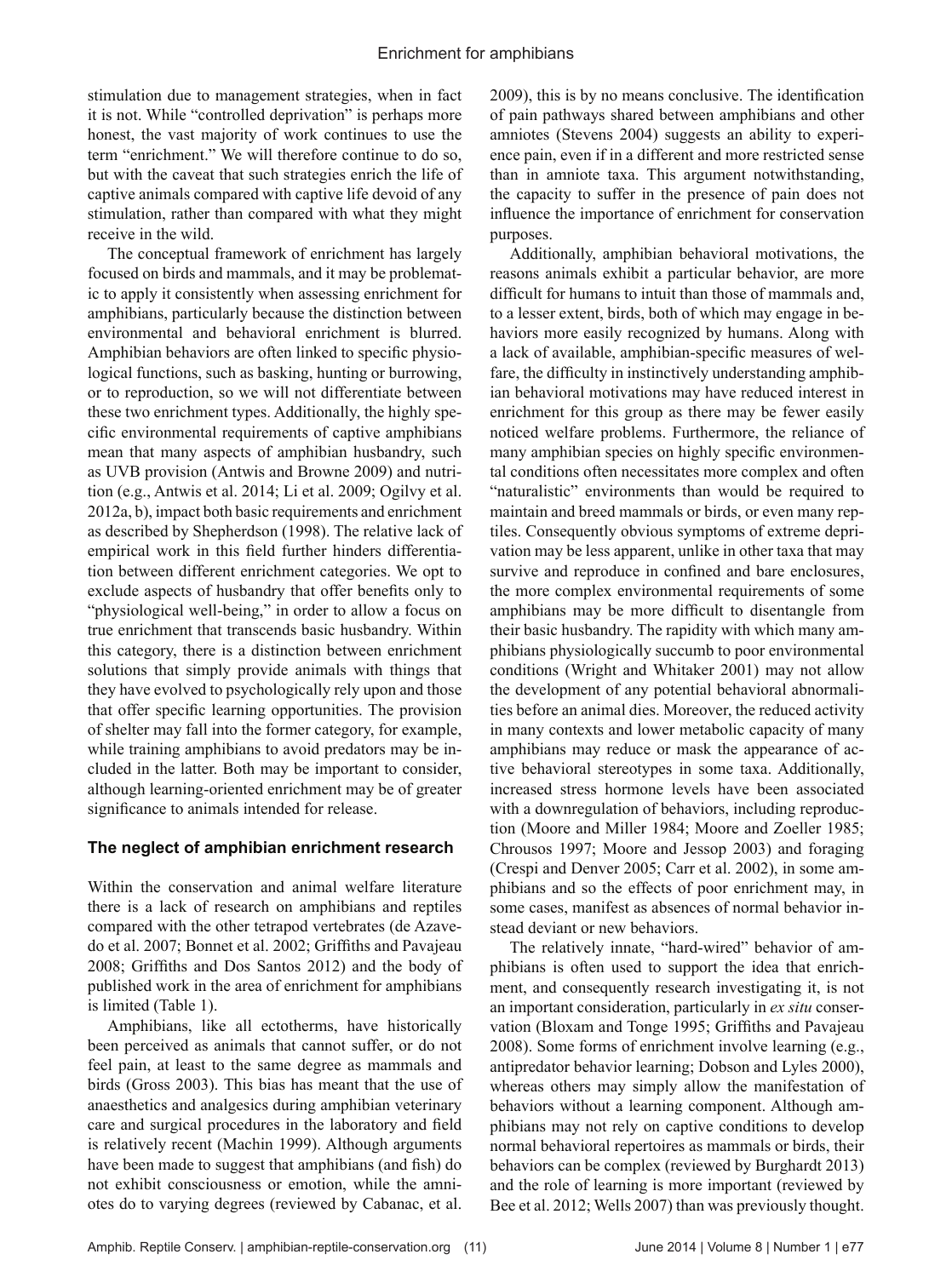stimulation due to management strategies, when in fact it is not. While "controlled deprivation" is perhaps more honest, the vast majority of work continues to use the term "enrichment." We will therefore continue to do so, but with the caveat that such strategies enrich the life of captive animals compared with captive life devoid of any stimulation, rather than compared with what they might receive in the wild.

The conceptual framework of enrichment has largely focused on birds and mammals, and it may be problematic to apply it consistently when assessing enrichment for amphibians, particularly because the distinction between environmental and behavioral enrichment is blurred. Amphibian behaviors are often linked to specific physiological functions, such as basking, hunting or burrowing, or to reproduction, so we will not differentiate between these two enrichment types. Additionally, the highly specific environmental requirements of captive amphibians mean that many aspects of amphibian husbandry, such as UVB provision (Antwis and Browne 2009) and nutrition (e.g., Antwis et al. 2014; Li et al. 2009; Ogilvy et al. 2012a, b), impact both basic requirements and enrichment as described by Shepherdson (1998). The relative lack of empirical work in this field further hinders differentiation between different enrichment categories. We opt to exclude aspects of husbandry that offer benefits only to "physiological well-being," in order to allow a focus on true enrichment that transcends basic husbandry. Within this category, there is a distinction between enrichment solutions that simply provide animals with things that they have evolved to psychologically rely upon and those that offer specific learning opportunities. The provision of shelter may fall into the former category, for example, while training amphibians to avoid predators may be included in the latter. Both may be important to consider, although learning-oriented enrichment may be of greater significance to animals intended for release.

## The neglect of amphibian enrichment research

Within the conservation and animal welfare literature there is a lack of research on amphibians and reptiles compared with the other tetrapod vertebrates (de Azevedo et al. 2007; Bonnet et al. 2002; Griffiths and Pavajeau 2008; Griffiths and Dos Santos 2012) and the body of published work in the area of enrichment for amphibians is limited (Table 1).

Amphibians, like all ectotherms, have historically been perceived as animals that cannot suffer, or do not feel pain, at least to the same degree as mammals and birds (Gross 2003). This bias has meant that the use of anaesthetics and analgesics during amphibian veterinary care and surgical procedures in the laboratory and field is relatively recent (Machin 1999). Although arguments have been made to suggest that amphibians (and fish) do not exhibit consciousness or emotion, while the amniotes do to varying degrees (reviewed by Cabanac, et al. 2009), this is by no means conclusive. The identification of pain pathways shared between amphibians and other amniotes (Stevens 2004) suggests an ability to experience pain, even if in a different and more restricted sense than in amniote taxa. This argument notwithstanding, the capacity to suffer in the presence of pain does not influence the importance of enrichment for conservation purposes.

Additionally, amphibian behavioral motivations, the reasons animals exhibit a particular behavior, are more difficult for humans to intuit than those of mammals and, to a lesser extent, birds, both of which may engage in behaviors more easily recognized by humans. Along with a lack of available, amphibian-specific measures of welfare, the difficulty in instinctively understanding amphibian behavioral motivations may have reduced interest in enrichment for this group as there may be fewer easily noticed welfare problems. Furthermore, the reliance of many amphibian species on highly specific environmental conditions often necessitates more complex and often "naturalistic" environments than would be required to maintain and breed mammals or birds, or even many reptiles. Consequently obvious symptoms of extreme deprivation may be less apparent, unlike in other taxa that may survive and reproduce in confined and bare enclosures, the more complex environmental requirements of some amphibians may be more difficult to disentangle from their basic husbandry. The rapidity with which many amphibians physiologically succumb to poor environmental conditions (Wright and Whitaker 2001) may not allow the development of any potential behavioral abnormalities before an animal dies. Moreover, the reduced activity in many contexts and lower metabolic capacity of many amphibians may reduce or mask the appearance of active behavioral stereotypes in some taxa. Additionally, increased stress hormone levels have been associated with a downregulation of behaviors, including reproduction (Moore and Miller 1984; Moore and Zoeller 1985; Chrousos 1997; Moore and Jessop 2003) and foraging (Crespi and Denver 2005; Carr et al. 2002), in some amphibians and so the effects of poor enrichment may, in some cases, manifest as absences of normal behavior instead deviant or new behaviors.

The relatively innate, "hard-wired" behavior of amphibians is often used to support the idea that enrichment, and consequently research investigating it, is not an important consideration, particularly in *ex situ* conservation (Bloxam and Tonge 1995; Griffiths and Pavajeau 2008). Some forms of enrichment involve learning (e.g., antipredator behavior learning; Dobson and Lyles 2000), whereas others may simply allow the manifestation of behaviors without a learning component. Although amphibians may not rely on captive conditions to develop normal behavioral repertoires as mammals or birds, their behaviors can be complex (reviewed by Burghardt 2013) and the role of learning is more important (reviewed by Bee et al. 2012; Wells 2007) than was previously thought.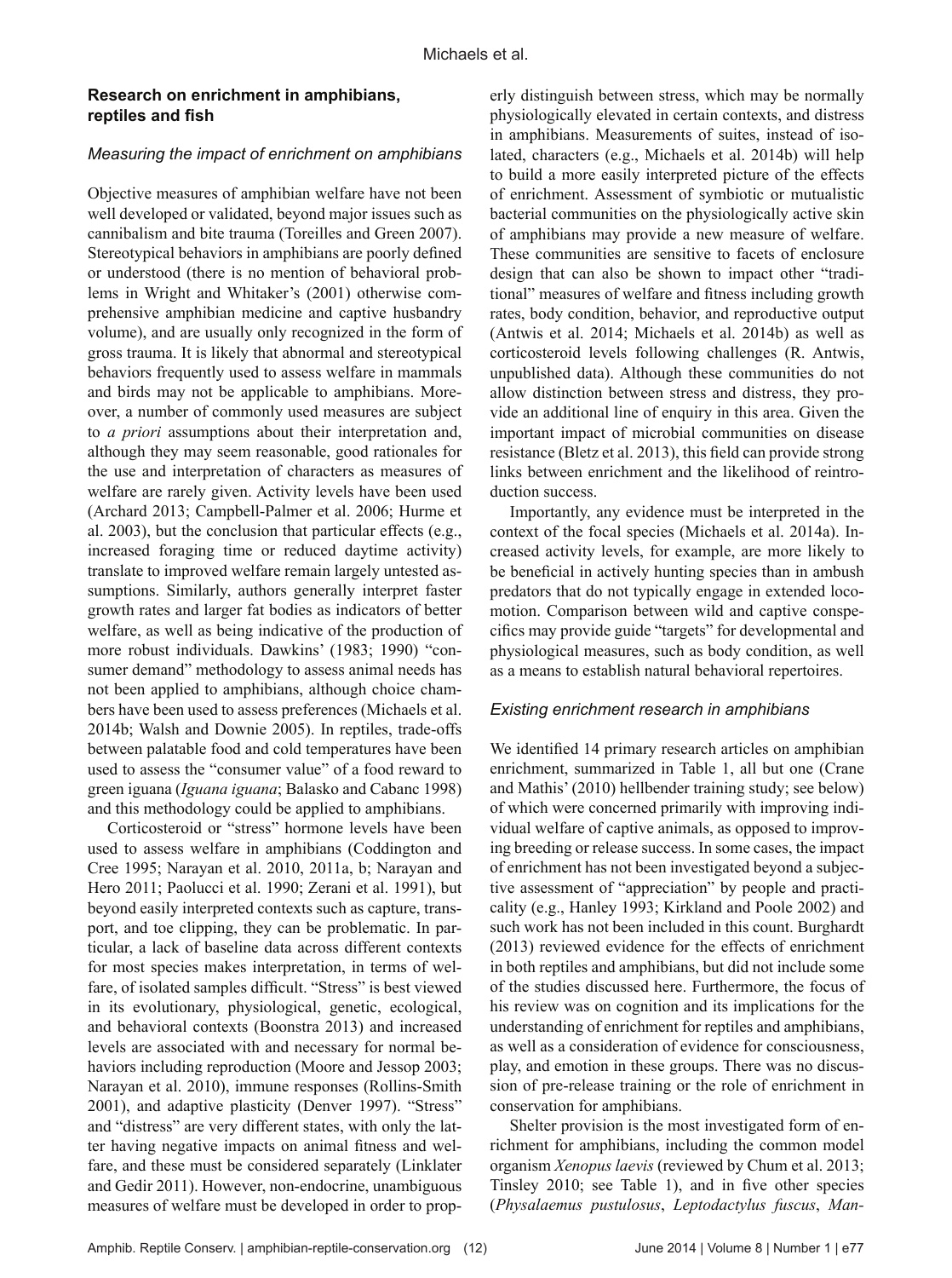## Research on enrichment in amphibians, reptiles and fish

### *Measuring the impact of enrichment on amphibians*

Objective measures of amphibian welfare have not been well developed or validated, beyond major issues such as cannibalism and bite trauma (Toreilles and Green 2007). Stereotypical behaviors in amphibians are poorly defined or understood (there is no mention of behavioral problems in Wright and Whitaker's (2001) otherwise comprehensive amphibian medicine and captive husbandry volume), and are usually only recognized in the form of gross trauma. It is likely that abnormal and stereotypical behaviors frequently used to assess welfare in mammals and birds may not be applicable to amphibians. Moreover, a number of commonly used measures are subject to *a priori* assumptions about their interpretation and, although they may seem reasonable, good rationales for the use and interpretation of characters as measures of welfare are rarely given. Activity levels have been used (Archard 2013; Campbell-Palmer et al. 2006; Hurme et al. 2003), but the conclusion that particular effects (e.g., increased foraging time or reduced daytime activity) translate to improved welfare remain largely untested assumptions. Similarly, authors generally interpret faster growth rates and larger fat bodies as indicators of better welfare, as well as being indicative of the production of more robust individuals. Dawkins' (1983; 1990) "consumer demand" methodology to assess animal needs has not been applied to amphibians, although choice chambers have been used to assess preferences (Michaels et al. 2014b; Walsh and Downie 2005). In reptiles, trade-offs between palatable food and cold temperatures have been used to assess the "consumer value" of a food reward to green iguana (*Iguana iguana*; Balasko and Cabanc 1998) and this methodology could be applied to amphibians.

Corticosteroid or "stress" hormone levels have been used to assess welfare in amphibians (Coddington and Cree 1995; Narayan et al. 2010, 2011a, b; Narayan and Hero 2011; Paolucci et al. 1990; Zerani et al. 1991), but beyond easily interpreted contexts such as capture, transport, and toe clipping, they can be problematic. In particular, a lack of baseline data across different contexts for most species makes interpretation, in terms of welfare, of isolated samples difficult. "Stress" is best viewed in its evolutionary, physiological, genetic, ecological, and behavioral contexts (Boonstra 2013) and increased levels are associated with and necessary for normal behaviors including reproduction (Moore and Jessop 2003; Narayan et al. 2010), immune responses (Rollins-Smith 2001), and adaptive plasticity (Denver 1997). "Stress" and "distress" are very different states, with only the latter having negative impacts on animal fitness and welfare, and these must be considered separately (Linklater and Gedir 2011). However, non-endocrine, unambiguous measures of welfare must be developed in order to properly distinguish between stress, which may be normally physiologically elevated in certain contexts, and distress in amphibians. Measurements of suites, instead of isolated, characters (e.g., Michaels et al. 2014b) will help to build a more easily interpreted picture of the effects of enrichment. Assessment of symbiotic or mutualistic bacterial communities on the physiologically active skin of amphibians may provide a new measure of welfare. These communities are sensitive to facets of enclosure design that can also be shown to impact other "traditional" measures of welfare and fitness including growth rates, body condition, behavior, and reproductive output (Antwis et al. 2014; Michaels et al. 2014b) as well as corticosteroid levels following challenges (R. Antwis, unpublished data). Although these communities do not allow distinction between stress and distress, they provide an additional line of enquiry in this area. Given the important impact of microbial communities on disease resistance (Bletz et al. 2013), this field can provide strong links between enrichment and the likelihood of reintroduction success.

Importantly, any evidence must be interpreted in the context of the focal species (Michaels et al. 2014a). Increased activity levels, for example, are more likely to be beneficial in actively hunting species than in ambush predators that do not typically engage in extended locomotion. Comparison between wild and captive conspecifics may provide guide "targets" for developmental and physiological measures, such as body condition, as well as a means to establish natural behavioral repertoires.

### *Existing enrichment research in amphibians*

We identified 14 primary research articles on amphibian enrichment, summarized in Table 1, all but one (Crane and Mathis' (2010) hellbender training study; see below) of which were concerned primarily with improving individual welfare of captive animals, as opposed to improving breeding or release success. In some cases, the impact of enrichment has not been investigated beyond a subjective assessment of "appreciation" by people and practicality (e.g., Hanley 1993; Kirkland and Poole 2002) and such work has not been included in this count. Burghardt (2013) reviewed evidence for the effects of enrichment in both reptiles and amphibians, but did not include some of the studies discussed here. Furthermore, the focus of his review was on cognition and its implications for the understanding of enrichment for reptiles and amphibians, as well as a consideration of evidence for consciousness, play, and emotion in these groups. There was no discussion of pre-release training or the role of enrichment in conservation for amphibians.

Shelter provision is the most investigated form of enrichment for amphibians, including the common model organism *Xenopus laevis* (reviewed by Chum et al. 2013; Tinsley 2010; see Table 1), and in five other species (*Physalaemus pustulosus*, *Leptodactylus fuscus*, *Man-*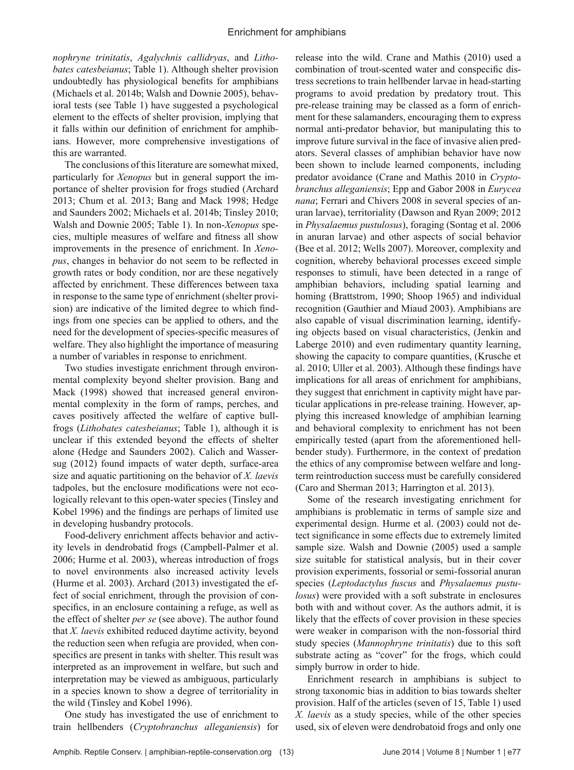*nophryne trinitatis*, *Agalychnis callidryas*, and *Lithobates catesbeianus*; Table 1). Although shelter provision undoubtedly has physiological benefits for amphibians (Michaels et al. 2014b; Walsh and Downie 2005), behavioral tests (see Table 1) have suggested a psychological element to the effects of shelter provision, implying that it falls within our definition of enrichment for amphibians. However, more comprehensive investigations of this are warranted.

The conclusions of this literature are somewhat mixed, particularly for *Xenopus* but in general support the importance of provision of shelter provision for frogs studied (Archard 2013; Chum et al. 2013; Bang and Mack 1998; Hedge and Saunders 2002; Michaels et al. 2014b; Tinsley 2010; Walsh and Downie 2005; Table 1). In non-*Xenopus* species, multiple measures of welfare and fitness all show improvements in the presence of enrichment. In *Xenopus*, changes in behavior do not seem to be reflected in growth rates or body condition, nor are these negatively affected by enrichment. These differences between taxa in response to the same type of enrichment (shelter provision) are indicative of the limited degree to which findings from one species can be applied to others, and the need for the development of species-specific measures of welfare. They also highlight the importance of measuring a number of variables in response to enrichment.

Two studies investigate enrichment through environmental complexity beyond shelter provision. Bang and Mack (1998) showed that increased general environmental complexity in the form of ramps, perches, and caves positively affected the welfare of captive bullfrogs (*Lithobates catesbeianus*; Table 1), although it is unclear if this extended beyond the effects of shelter alone (Hedge and Saunders 2002). Calich and Wassersug (2012) found impacts of water depth, surface-area size and aquatic partitioning on the behavior of *X. laevis* tadpoles, but the enclosure modifications were not ecologically relevant to this open-water species (Tinsley and Kobel 1996) and the findings are perhaps of limited use in developing husbandry protocols.

Food-delivery enrichment affects behavior and activity levels in dendrobatid frogs (Campbell-Palmer et al. 2006; Hurme et al. 2003), whereas introduction of frogs to novel environments also increased activity levels (Hurme et al. 2003). Archard (2013) investigated the effect of social enrichment, through the provision of conspecifics, in an enclosure containing a refuge, as well as the effect of shelter *per se* (see above). The author found that *X. laevis* exhibited reduced daytime activity, beyond the reduction seen when refugia are provided, when conspecifics are present in tanks with shelter. This result was interpreted as an improvement in welfare, but such and interpretation may be viewed as ambiguous, particularly in a species known to show a degree of territoriality in the wild (Tinsley and Kobel 1996).

One study has investigated the use of enrichment to train hellbenders (*Cryptobranchus alleganiensis*) for release into the wild. Crane and Mathis (2010) used a combination of trout-scented water and conspecific distress secretions to train hellbender larvae in head-starting programs to avoid predation by predatory trout. This pre-release training may be classed as a form of enrichment for these salamanders, encouraging them to express normal anti-predator behavior, but manipulating this to improve future survival in the face of invasive alien predators. Several classes of amphibian behavior have now been shown to include learned components, including predator avoidance (Crane and Mathis 2010 in *Cryptobranchus alleganiensis*; Epp and Gabor 2008 in *Eurycea nana*; Ferrari and Chivers 2008 in several species of anuran larvae), territoriality (Dawson and Ryan 2009; 2012 in *Physalaemus pustulosus*), foraging (Sontag et al. 2006 in anuran larvae) and other aspects of social behavior (Bee et al. 2012; Wells 2007). Moreover, complexity and cognition, whereby behavioral processes exceed simple responses to stimuli, have been detected in a range of amphibian behaviors, including spatial learning and homing (Brattstrom, 1990; Shoop 1965) and individual recognition (Gauthier and Miaud 2003). Amphibians are also capable of visual discrimination learning, identifying objects based on visual characteristics, (Jenkin and Laberge 2010) and even rudimentary quantity learning, showing the capacity to compare quantities, (Krusche et al. 2010; Uller et al. 2003). Although these findings have implications for all areas of enrichment for amphibians, they suggest that enrichment in captivity might have particular applications in pre-release training. However, applying this increased knowledge of amphibian learning and behavioral complexity to enrichment has not been empirically tested (apart from the aforementioned hellbender study). Furthermore, in the context of predation the ethics of any compromise between welfare and long-term reintroduction success must be carefully considered (Caro and Sherman 2013; Harrington et al. 2013).

Some of the research investigating enrichment for amphibians is problematic in terms of sample size and experimental design. Hurme et al. (2003) could not detect significance in some effects due to extremely limited sample size. Walsh and Downie (2005) used a sample size suitable for statistical analysis, but in their cover provision experiments, fossorial or semi-fossorial anuran species (*Leptodactylus fuscus* and *Physalaemus pustulosus*) were provided with a soft substrate in enclosures both with and without cover. As the authors admit, it is likely that the effects of cover provision in these species were weaker in comparison with the non-fossorial third study species (*Mannophryne trinitatis*) due to this soft substrate acting as "cover" for the frogs, which could simply burrow in order to hide.

Enrichment research in amphibians is subject to strong taxonomic bias in addition to bias towards shelter provision. Half of the articles (seven of 15, Table 1) used *X. laevis* as a study species, while of the other species used, six of eleven were dendrobatoid frogs and only one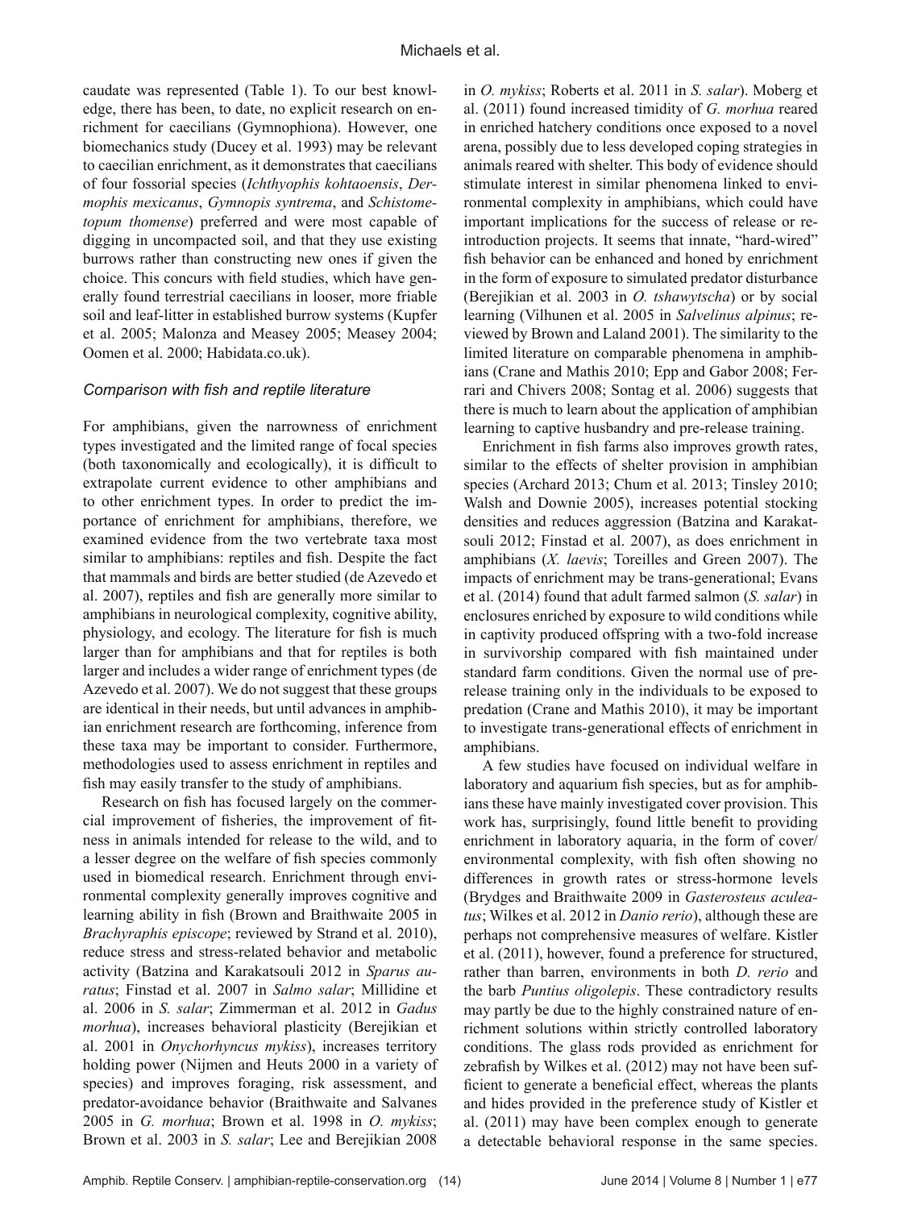caudate was represented (Table 1). To our best knowledge, there has been, to date, no explicit research on enrichment for caecilians (Gymnophiona). However, one biomechanics study (Ducey et al. 1993) may be relevant to caecilian enrichment, as it demonstrates that caecilians of four fossorial species (*Ichthyophis kohtaoensis*, *Dermophis mexicanus*, *Gymnopis syntrema*, and *Schistometopum thomense*) preferred and were most capable of digging in uncompacted soil, and that they use existing burrows rather than constructing new ones if given the choice. This concurs with field studies, which have generally found terrestrial caecilians in looser, more friable soil and leaf-litter in established burrow systems (Kupfer et al. 2005; Malonza and Measey 2005; Measey 2004; Oomen et al. 2000; Habidata.co.uk).

### *Comparison with fish and reptile literature*

For amphibians, given the narrowness of enrichment types investigated and the limited range of focal species (both taxonomically and ecologically), it is difficult to extrapolate current evidence to other amphibians and to other enrichment types. In order to predict the importance of enrichment for amphibians, therefore, we examined evidence from the two vertebrate taxa most similar to amphibians: reptiles and fish. Despite the fact that mammals and birds are better studied (de Azevedo et al. 2007), reptiles and fish are generally more similar to amphibians in neurological complexity, cognitive ability, physiology, and ecology. The literature for fish is much larger than for amphibians and that for reptiles is both larger and includes a wider range of enrichment types (de Azevedo et al. 2007). We do not suggest that these groups are identical in their needs, but until advances in amphibian enrichment research are forthcoming, inference from these taxa may be important to consider. Furthermore, methodologies used to assess enrichment in reptiles and fish may easily transfer to the study of amphibians.

Research on fish has focused largely on the commercial improvement of fisheries, the improvement of fitness in animals intended for release to the wild, and to a lesser degree on the welfare of fish species commonly used in biomedical research. Enrichment through environmental complexity generally improves cognitive and learning ability in fish (Brown and Braithwaite 2005 in *Brachyraphis episcope*; reviewed by Strand et al. 2010), reduce stress and stress-related behavior and metabolic activity (Batzina and Karakatsouli 2012 in *Sparus auratus*; Finstad et al. 2007 in *Salmo salar*; Millidine et al. 2006 in *S. salar*; Zimmerman et al. 2012 in *Gadus morhua*), increases behavioral plasticity (Berejikian et al. 2001 in *Onychorhyncus mykiss*), increases territory holding power (Nijmen and Heuts 2000 in a variety of species) and improves foraging, risk assessment, and predator-avoidance behavior (Braithwaite and Salvanes 2005 in *G. morhua*; Brown et al. 1998 in *O. mykiss*; Brown et al. 2003 in *S. salar*; Lee and Berejikian 2008 in *O. mykiss*; Roberts et al. 2011 in *S. salar*). Moberg et al. (2011) found increased timidity of *G. morhua* reared in enriched hatchery conditions once exposed to a novel arena, possibly due to less developed coping strategies in animals reared with shelter. This body of evidence should stimulate interest in similar phenomena linked to environmental complexity in amphibians, which could have important implications for the success of release or reintroduction projects. It seems that innate, "hard-wired" fish behavior can be enhanced and honed by enrichment in the form of exposure to simulated predator disturbance (Berejikian et al. 2003 in *O. tshawytscha*) or by social learning (Vilhunen et al. 2005 in *Salvelinus alpinus*; reviewed by Brown and Laland 2001). The similarity to the limited literature on comparable phenomena in amphibians (Crane and Mathis 2010; Epp and Gabor 2008; Ferrari and Chivers 2008; Sontag et al. 2006) suggests that there is much to learn about the application of amphibian learning to captive husbandry and pre-release training.

Enrichment in fish farms also improves growth rates, similar to the effects of shelter provision in amphibian species (Archard 2013; Chum et al. 2013; Tinsley 2010; Walsh and Downie 2005), increases potential stocking densities and reduces aggression (Batzina and Karakatsouli 2012; Finstad et al. 2007), as does enrichment in amphibians (*X. laevis*; Toreilles and Green 2007). The impacts of enrichment may be trans-generational; Evans et al. (2014) found that adult farmed salmon (*S. salar*) in enclosures enriched by exposure to wild conditions while in captivity produced offspring with a two-fold increase in survivorship compared with fish maintained under standard farm conditions. Given the normal use of pre-release training only in the individuals to be exposed to predation (Crane and Mathis 2010), it may be important to investigate trans-generational effects of enrichment in amphibians.

A few studies have focused on individual welfare in laboratory and aquarium fish species, but as for amphibians these have mainly investigated cover provision. This work has, surprisingly, found little benefit to providing enrichment in laboratory aquaria, in the form of cover/environmental complexity, with fish often showing no differences in growth rates or stress-hormone levels (Brydges and Braithwaite 2009 in *Gasterosteus aculeatus*; Wilkes et al. 2012 in *Danio rerio*), although these are perhaps not comprehensive measures of welfare. Kistler et al. (2011), however, found a preference for structured, rather than barren, environments in both *D. rerio* and the barb *Puntius oligolepis*. These contradictory results may partly be due to the highly constrained nature of enrichment solutions within strictly controlled laboratory conditions. The glass rods provided as enrichment for zebrafish by Wilkes et al. (2012) may not have been sufficient to generate a beneficial effect, whereas the plants and hides provided in the preference study of Kistler et al. (2011) may have been complex enough to generate a detectable behavioral response in the same species.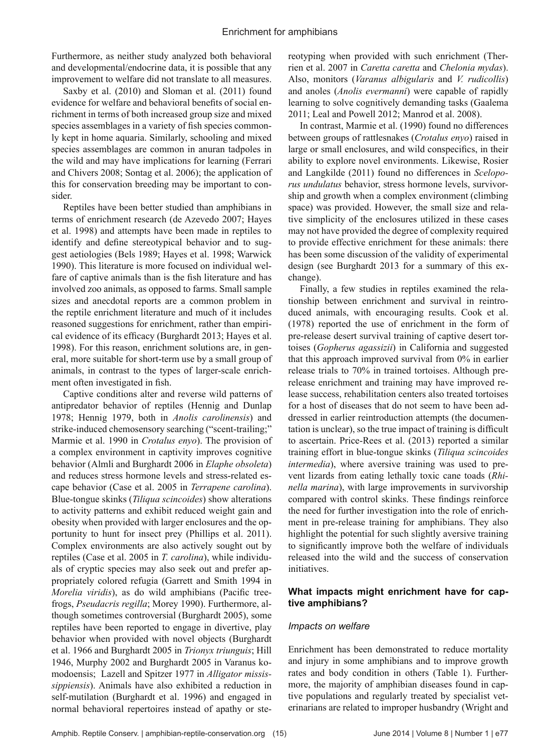Furthermore, as neither study analyzed both behavioral and developmental/endocrine data, it is possible that any improvement to welfare did not translate to all measures.

Saxby et al. (2010) and Sloman et al. (2011) found evidence for welfare and behavioral benefits of social enrichment in terms of both increased group size and mixed species assemblages in a variety of fish species commonly kept in home aquaria. Similarly, schooling and mixed species assemblages are common in anuran tadpoles in the wild and may have implications for learning (Ferrari and Chivers 2008; Sontag et al. 2006); the application of this for conservation breeding may be important to consider.

Reptiles have been better studied than amphibians in terms of enrichment research (de Azevedo 2007; Hayes et al. 1998) and attempts have been made in reptiles to identify and define stereotypical behavior and to suggest aetiologies (Bels 1989; Hayes et al. 1998; Warwick 1990). This literature is more focused on individual welfare of captive animals than is the fish literature and has involved zoo animals, as opposed to farms. Small sample sizes and anecdotal reports are a common problem in the reptile enrichment literature and much of it includes reasoned suggestions for enrichment, rather than empirical evidence of its efficacy (Burghardt 2013; Hayes et al. 1998). For this reason, enrichment solutions are, in general, more suitable for short-term use by a small group of animals, in contrast to the types of larger-scale enrichment often investigated in fish.

Captive conditions alter and reverse wild patterns of antipredator behavior of reptiles (Hennig and Dunlap 1978; Hennig 1979, both in *Anolis carolinensis*) and strike-induced chemosensory searching ("scent-trailing;" Marmie et al. 1990 in *Crotalus enyo*). The provision of a complex environment in captivity improves cognitive behavior (Almli and Burghardt 2006 in *Elaphe obsoleta*) and reduces stress hormone levels and stress-related escape behavior (Case et al. 2005 in *Terrapene carolina*). Blue-tongue skinks (*Tiliqua scincoides*) show alterations to activity patterns and exhibit reduced weight gain and obesity when provided with larger enclosures and the opportunity to hunt for insect prey (Phillips et al. 2011). Complex environments are also actively sought out by reptiles (Case et al. 2005 in *T. carolina*), while individuals of cryptic species may also seek out and prefer appropriately colored refugia (Garrett and Smith 1994 in *Morelia viridis*), as do wild amphibians (Pacific treefrogs, *Pseudacris regilla*; Morey 1990). Furthermore, although sometimes controversial (Burghardt 2005), some reptiles have been reported to engage in divertive, play behavior when provided with novel objects (Burghardt et al. 1966 and Burghardt 2005 in *Trionyx triunguis*; Hill 1946, Murphy 2002 and Burghardt 2005 in Varanus komodoensis; Lazell and Spitzer 1977 in *Alligator mississippiensis*). Animals have also exhibited a reduction in self-mutilation (Burghardt et al. 1996) and engaged in normal behavioral repertoires instead of apathy or stereotyping when provided with such enrichment (Therrien et al. 2007 in *Caretta caretta* and *Chelonia mydas*). Also, monitors (*Varanus albigularis* and *V. rudicollis*) and anoles (*Anolis evermanni*) were capable of rapidly learning to solve cognitively demanding tasks (Gaalema 2011; Leal and Powell 2012; Manrod et al. 2008).

In contrast, Marmie et al. (1990) found no differences between groups of rattlesnakes (*Crotalus enyo*) raised in large or small enclosures, and wild conspecifics, in their ability to explore novel environments. Likewise, Rosier and Langkilde (2011) found no differences in *Sceloporus undulatus* behavior, stress hormone levels, survivorship and growth when a complex environment (climbing space) was provided. However, the small size and relative simplicity of the enclosures utilized in these cases may not have provided the degree of complexity required to provide effective enrichment for these animals: there has been some discussion of the validity of experimental design (see Burghardt 2013 for a summary of this exchange).

Finally, a few studies in reptiles examined the relationship between enrichment and survival in reintroduced animals, with encouraging results. Cook et al. (1978) reported the use of enrichment in the form of pre-release desert survival training of captive desert tortoises (*Gopherus agassizii*) in California and suggested that this approach improved survival from 0% in earlier release trials to 70% in trained tortoises. Although pre-release enrichment and training may have improved release success, rehabilitation centers also treated tortoises for a host of diseases that do not seem to have been addressed in earlier reintroduction attempts (the documentation is unclear), so the true impact of training is difficult to ascertain. Price-Rees et al. (2013) reported a similar training effort in blue-tongue skinks (*Tiliqua scincoides intermedia*), where aversive training was used to prevent lizards from eating lethally toxic cane toads (*Rhinella marina*), with large improvements in survivorship compared with control skinks. These findings reinforce the need for further investigation into the role of enrichment in pre-release training for amphibians. They also highlight the potential for such slightly aversive training to significantly improve both the welfare of individuals released into the wild and the success of conservation initiatives.

## What impacts might enrichment have for captive amphibians?

### *Impacts on welfare*

Enrichment has been demonstrated to reduce mortality and injury in some amphibians and to improve growth rates and body condition in others (Table 1). Furthermore, the majority of amphibian diseases found in captive populations and regularly treated by specialist veterinarians are related to improper husbandry (Wright and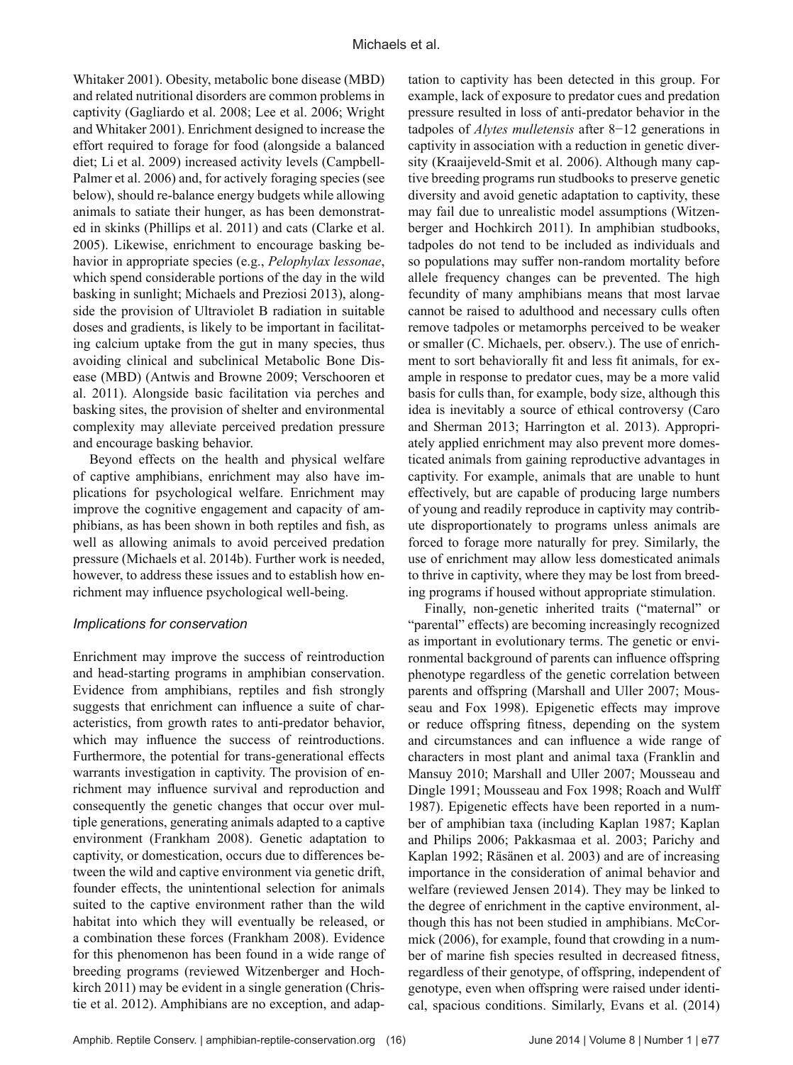Whitaker 2001). Obesity, metabolic bone disease (MBD) and related nutritional disorders are common problems in captivity (Gagliardo et al. 2008; Lee et al. 2006; Wright and Whitaker 2001). Enrichment designed to increase the effort required to forage for food (alongside a balanced diet; Li et al. 2009) increased activity levels (Campbell-Palmer et al. 2006) and, for actively foraging species (see below), should re-balance energy budgets while allowing animals to satiate their hunger, as has been demonstrated in skinks (Phillips et al. 2011) and cats (Clarke et al. 2005). Likewise, enrichment to encourage basking behavior in appropriate species (e.g., *Pelophylax lessonae*, which spend considerable portions of the day in the wild basking in sunlight; Michaels and Preziosi 2013), alongside the provision of Ultraviolet B radiation in suitable doses and gradients, is likely to be important in facilitating calcium uptake from the gut in many species, thus avoiding clinical and subclinical Metabolic Bone Disease (MBD) (Antwis and Browne 2009; Verschooren et al. 2011). Alongside basic facilitation via perches and basking sites, the provision of shelter and environmental complexity may alleviate perceived predation pressure and encourage basking behavior.

Beyond effects on the health and physical welfare of captive amphibians, enrichment may also have implications for psychological welfare. Enrichment may improve the cognitive engagement and capacity of amphibians, as has been shown in both reptiles and fish, as well as allowing animals to avoid perceived predation pressure (Michaels et al. 2014b). Further work is needed, however, to address these issues and to establish how enrichment may influence psychological well-being.

### *Implications for conservation*

Enrichment may improve the success of reintroduction and head-starting programs in amphibian conservation. Evidence from amphibians, reptiles and fish strongly suggests that enrichment can influence a suite of characteristics, from growth rates to anti-predator behavior, which may influence the success of reintroductions. Furthermore, the potential for trans-generational effects warrants investigation in captivity. The provision of enrichment may influence survival and reproduction and consequently the genetic changes that occur over multiple generations, generating animals adapted to a captive environment (Frankham 2008). Genetic adaptation to captivity, or domestication, occurs due to differences between the wild and captive environment via genetic drift, founder effects, the unintentional selection for animals suited to the captive environment rather than the wild habitat into which they will eventually be released, or a combination these forces (Frankham 2008). Evidence for this phenomenon has been found in a wide range of breeding programs (reviewed Witzenberger and Hochkirch 2011) may be evident in a single generation (Christie et al. 2012). Amphibians are no exception, and adaptation to captivity has been detected in this group. For example, lack of exposure to predator cues and predation pressure resulted in loss of anti-predator behavior in the tadpoles of *Alytes mulletensis* after 8−12 generations in captivity in association with a reduction in genetic diversity (Kraaijeveld-Smit et al. 2006). Although many captive breeding programs run studbooks to preserve genetic diversity and avoid genetic adaptation to captivity, these may fail due to unrealistic model assumptions (Witzenberger and Hochkirch 2011). In amphibian studbooks, tadpoles do not tend to be included as individuals and so populations may suffer non-random mortality before allele frequency changes can be prevented. The high fecundity of many amphibians means that most larvae cannot be raised to adulthood and necessary culls often remove tadpoles or metamorphs perceived to be weaker or smaller (C. Michaels, per. observ.). The use of enrichment to sort behaviorally fit and less fit animals, for example in response to predator cues, may be a more valid basis for culls than, for example, body size, although this idea is inevitably a source of ethical controversy (Caro and Sherman 2013; Harrington et al. 2013). Appropriately applied enrichment may also prevent more domesticated animals from gaining reproductive advantages in captivity. For example, animals that are unable to hunt effectively, but are capable of producing large numbers of young and readily reproduce in captivity may contribute disproportionately to programs unless animals are forced to forage more naturally for prey. Similarly, the use of enrichment may allow less domesticated animals to thrive in captivity, where they may be lost from breeding programs if housed without appropriate stimulation.

Finally, non-genetic inherited traits ("maternal" or "parental" effects) are becoming increasingly recognized as important in evolutionary terms. The genetic or environmental background of parents can influence offspring phenotype regardless of the genetic correlation between parents and offspring (Marshall and Uller 2007; Mousseau and Fox 1998). Epigenetic effects may improve or reduce offspring fitness, depending on the system and circumstances and can influence a wide range of characters in most plant and animal taxa (Franklin and Mansuy 2010; Marshall and Uller 2007; Mousseau and Dingle 1991; Mousseau and Fox 1998; Roach and Wulff 1987). Epigenetic effects have been reported in a number of amphibian taxa (including Kaplan 1987; Kaplan and Philips 2006; Pakkasmaa et al. 2003; Parichy and Kaplan 1992; Räsänen et al. 2003) and are of increasing importance in the consideration of animal behavior and welfare (reviewed Jensen 2014). They may be linked to the degree of enrichment in the captive environment, although this has not been studied in amphibians. McCormick (2006), for example, found that crowding in a number of marine fish species resulted in decreased fitness, regardless of their genotype, of offspring, independent of genotype, even when offspring were raised under identical, spacious conditions. Similarly, Evans et al. (2014)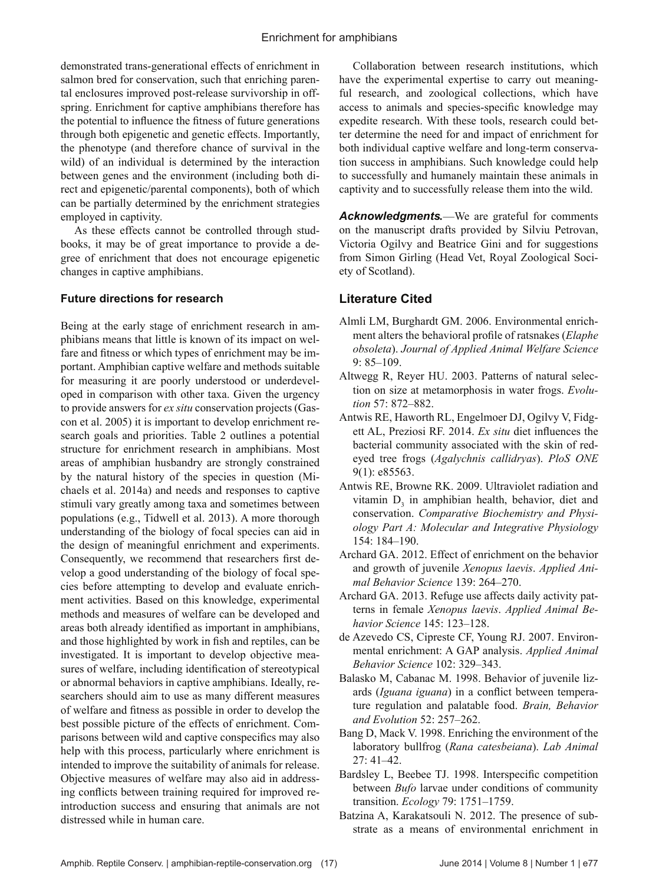demonstrated trans-generational effects of enrichment in salmon bred for conservation, such that enriching parental enclosures improved post-release survivorship in offspring. Enrichment for captive amphibians therefore has the potential to influence the fitness of future generations through both epigenetic and genetic effects. Importantly, the phenotype (and therefore chance of survival in the wild) of an individual is determined by the interaction between genes and the environment (including both direct and epigenetic/parental components), both of which can be partially determined by the enrichment strategies employed in captivity.

As these effects cannot be controlled through studbooks, it may be of great importance to provide a degree of enrichment that does not encourage epigenetic changes in captive amphibians.

### Future directions for research

Being at the early stage of enrichment research in amphibians means that little is known of its impact on welfare and fitness or which types of enrichment may be important. Amphibian captive welfare and methods suitable for measuring it are poorly understood or underdeveloped in comparison with other taxa. Given the urgency to provide answers for *ex situ* conservation projects (Gascon et al. 2005) it is important to develop enrichment research goals and priorities. Table 2 outlines a potential structure for enrichment research in amphibians. Most areas of amphibian husbandry are strongly constrained by the natural history of the species in question (Michaels et al. 2014a) and needs and responses to captive stimuli vary greatly among taxa and sometimes between populations (e.g., Tidwell et al. 2013). A more thorough understanding of the biology of focal species can aid in the design of meaningful enrichment and experiments. Consequently, we recommend that researchers first develop a good understanding of the biology of focal species before attempting to develop and evaluate enrichment activities. Based on this knowledge, experimental methods and measures of welfare can be developed and areas both already identified as important in amphibians, and those highlighted by work in fish and reptiles, can be investigated. It is important to develop objective measures of welfare, including identification of stereotypical or abnormal behaviors in captive amphibians. Ideally, researchers should aim to use as many different measures of welfare and fitness as possible in order to develop the best possible picture of the effects of enrichment. Comparisons between wild and captive conspecifics may also help with this process, particularly where enrichment is intended to improve the suitability of animals for release. Objective measures of welfare may also aid in addressing conflicts between training required for improved reintroduction success and ensuring that animals are not distressed while in human care.

Collaboration between research institutions, which have the experimental expertise to carry out meaningful research, and zoological collections, which have access to animals and species-specific knowledge may expedite research. With these tools, research could better determine the need for and impact of enrichment for both individual captive welfare and long-term conservation success in amphibians. Such knowledge could help to successfully and humanely maintain these animals in captivity and to successfully release them into the wild.

***Acknowledgments.***—We are grateful for comments on the manuscript drafts provided by Silviu Petrovan, Victoria Ogilvy and Beatrice Gini and for suggestions from Simon Girling (Head Vet, Royal Zoological Society of Scotland).

## Literature Cited

Almli LM, Burghardt GM. 2006. Environmental enrichment alters the behavioral profile of ratsnakes (*Elaphe obsoleta*). *Journal of Applied Animal Welfare Science* 9: 85–109.

Altwegg R, Reyer HU. 2003. Patterns of natural selection on size at metamorphosis in water frogs. *Evolution* 57: 872–882.

Antwis RE, Haworth RL, Engelmoer DJ, Ogilvy V, Fidgett AL, Preziosi RF. 2014. *Ex situ* diet influences the bacterial community associated with the skin of red-eyed tree frogs (*Agalychnis callidryas*). *PloS ONE* 9(1): e85563.

Antwis RE, Browne RK. 2009. Ultraviolet radiation and vitamin $D_3$ in amphibian health, behavior, diet and conservation. *Comparative Biochemistry and Physiology Part A: Molecular and Integrative Physiology* 154: 184–190.

Archard GA. 2012. Effect of enrichment on the behavior and growth of juvenile *Xenopus laevis*. *Applied Animal Behavior Science* 139: 264–270.

Archard GA. 2013. Refuge use affects daily activity patterns in female *Xenopus laevis*. *Applied Animal Behavior Science* 145: 123–128.

de Azevedo CS, Cipreste CF, Young RJ. 2007. Environmental enrichment: A GAP analysis. *Applied Animal Behavior Science* 102: 329–343.

Balasko M, Cabanac M. 1998. Behavior of juvenile lizards (*Iguana iguana*) in a conflict between temperature regulation and palatable food. *Brain, Behavior and Evolution* 52: 257–262.

Bang D, Mack V. 1998. Enriching the environment of the laboratory bullfrog (*Rana catesbeiana*). *Lab Animal* 27: 41–42.

Bardsley L, Beebee TJ. 1998. Interspecific competition between *Bufo* larvae under conditions of community transition. *Ecology* 79: 1751–1759.

Batzina A, Karakatsouli N. 2012. The presence of substrate as a means of environmental enrichment in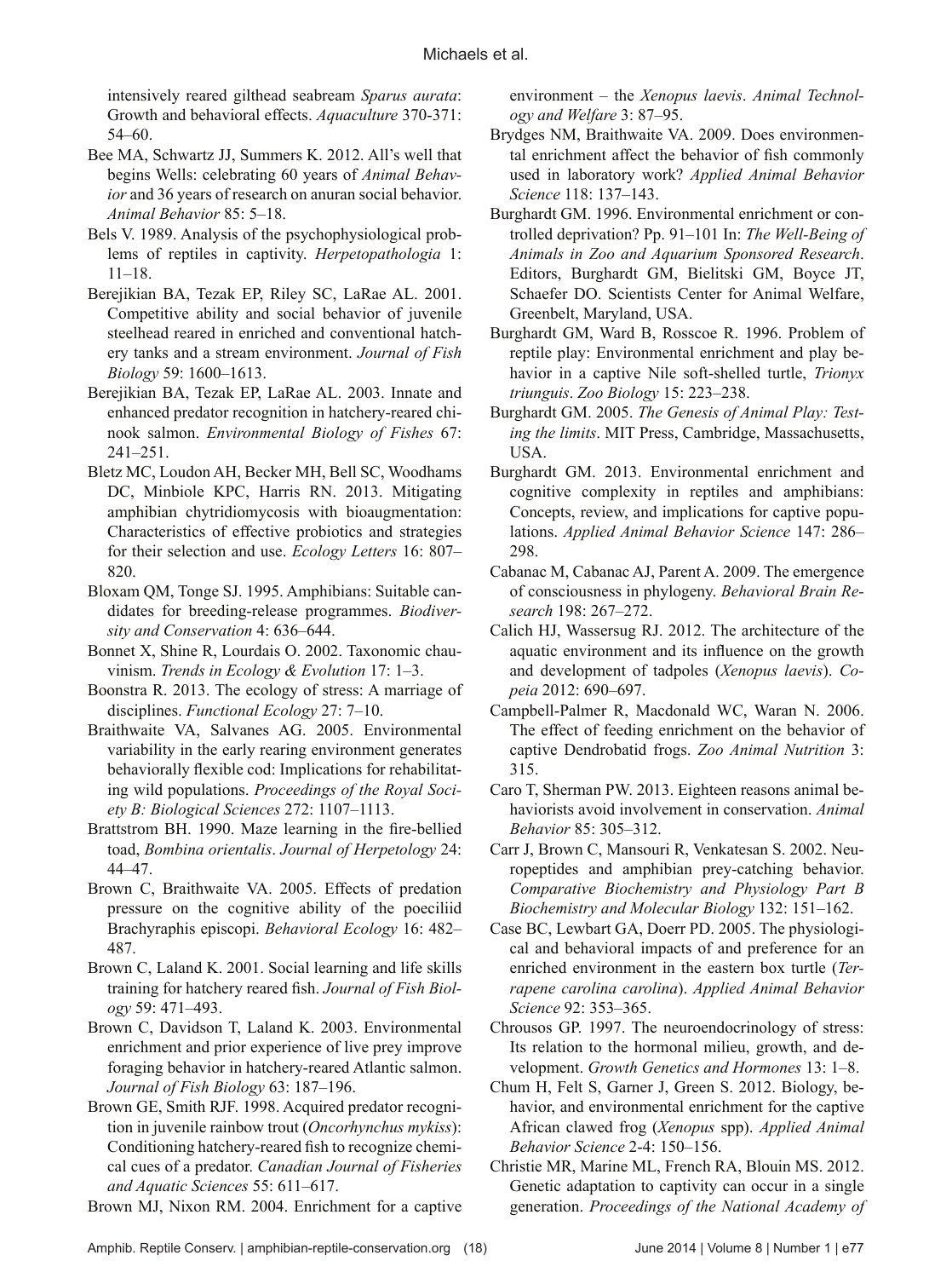intensively reared gilthead seabream *Sparus aurata*: Growth and behavioral effects. *Aquaculture* 370-371: 54–60.

Bee MA, Schwartz JJ, Summers K. 2012. All's well that begins Wells: celebrating 60 years of *Animal Behavior* and 36 years of research on anuran social behavior. *Animal Behavior* 85: 5–18.

Bels V. 1989. Analysis of the psychophysiological problems of reptiles in captivity. *Herpetopathologia* 1: 11–18.

Berejikian BA, Tezak EP, Riley SC, LaRae AL. 2001. Competitive ability and social behavior of juvenile steelhead reared in enriched and conventional hatchery tanks and a stream environment. *Journal of Fish Biology* 59: 1600–1613.

Berejikian BA, Tezak EP, LaRae AL. 2003. Innate and enhanced predator recognition in hatchery-reared chinook salmon. *Environmental Biology of Fishes* 67: 241–251.

Bletz MC, Loudon AH, Becker MH, Bell SC, Woodhams DC, Minbiole KPC, Harris RN. 2013. Mitigating amphibian chytridiomycosis with bioaugmentation: Characteristics of effective probiotics and strategies for their selection and use. *Ecology Letters* 16: 807–820.

Bloxam QM, Tonge SJ. 1995. Amphibians: Suitable candidates for breeding-release programmes. *Biodiversity and Conservation* 4: 636–644.

Bonnet X, Shine R, Lourdais O. 2002. Taxonomic chauvinism. *Trends in Ecology & Evolution* 17: 1–3.

Boonstra R. 2013. The ecology of stress: A marriage of disciplines. *Functional Ecology* 27: 7–10.

Braithwaite VA, Salvanes AG. 2005. Environmental variability in the early rearing environment generates behaviorally flexible cod: Implications for rehabilitating wild populations. *Proceedings of the Royal Society B: Biological Sciences* 272: 1107–1113.

Brattstrom BH. 1990. Maze learning in the fire-bellied toad, *Bombina orientalis*. *Journal of Herpetology* 24: 44–47.

Brown C, Braithwaite VA. 2005. Effects of predation pressure on the cognitive ability of the poeciliid Brachyraphis episcopi. *Behavioral Ecology* 16: 482–487.

Brown C, Laland K. 2001. Social learning and life skills training for hatchery reared fish. *Journal of Fish Biology* 59: 471–493.

Brown C, Davidson T, Laland K. 2003. Environmental enrichment and prior experience of live prey improve foraging behavior in hatchery-reared Atlantic salmon. *Journal of Fish Biology* 63: 187–196.

Brown GE, Smith RJF. 1998. Acquired predator recognition in juvenile rainbow trout (*Oncorhynchus mykiss*): Conditioning hatchery-reared fish to recognize chemical cues of a predator. *Canadian Journal of Fisheries and Aquatic Sciences* 55: 611–617.

Brown MJ, Nixon RM. 2004. Enrichment for a captive environment – the *Xenopus laevis*. *Animal Technology and Welfare* 3: 87–95.

Brydges NM, Braithwaite VA. 2009. Does environmental enrichment affect the behavior of fish commonly used in laboratory work? *Applied Animal Behavior Science* 118: 137–143.

Burghardt GM. 1996. Environmental enrichment or controlled deprivation? Pp. 91–101 In: *The Well-Being of Animals in Zoo and Aquarium Sponsored Research*. Editors, Burghardt GM, Bielitski GM, Boyce JT, Schaefer DO. Scientists Center for Animal Welfare, Greenbelt, Maryland, USA.

Burghardt GM, Ward B, Rosscoe R. 1996. Problem of reptile play: Environmental enrichment and play behavior in a captive Nile soft-shelled turtle, *Trionyx triunguis*. *Zoo Biology* 15: 223–238.

Burghardt GM. 2005. *The Genesis of Animal Play: Testing the limits*. MIT Press, Cambridge, Massachusetts, USA.

Burghardt GM. 2013. Environmental enrichment and cognitive complexity in reptiles and amphibians: Concepts, review, and implications for captive populations. *Applied Animal Behavior Science* 147: 286–298.

Cabanac M, Cabanac AJ, Parent A. 2009. The emergence of consciousness in phylogeny. *Behavioral Brain Research* 198: 267–272.

Calich HJ, Wassersug RJ. 2012. The architecture of the aquatic environment and its influence on the growth and development of tadpoles (*Xenopus laevis*). *Copeia* 2012: 690–697.

Campbell-Palmer R, Macdonald WC, Waran N. 2006. The effect of feeding enrichment on the behavior of captive Dendrobatid frogs. *Zoo Animal Nutrition* 3: 315.

Caro T, Sherman PW. 2013. Eighteen reasons animal behaviorists avoid involvement in conservation. *Animal Behavior* 85: 305–312.

Carr J, Brown C, Mansouri R, Venkatesan S. 2002. Neuropeptides and amphibian prey-catching behavior. *Comparative Biochemistry and Physiology Part B Biochemistry and Molecular Biology* 132: 151–162.

Case BC, Lewbart GA, Doerr PD. 2005. The physiological and behavioral impacts of and preference for an enriched environment in the eastern box turtle (*Terrapene carolina carolina*). *Applied Animal Behavior Science* 92: 353–365.

Chrousos GP. 1997. The neuroendocrinology of stress: Its relation to the hormonal milieu, growth, and development. *Growth Genetics and Hormones* 13: 1–8.

Chum H, Felt S, Garner J, Green S. 2012. Biology, behavior, and environmental enrichment for the captive African clawed frog (*Xenopus* spp). *Applied Animal Behavior Science* 2-4: 150–156.

Christie MR, Marine ML, French RA, Blouin MS. 2012. Genetic adaptation to captivity can occur in a single generation. *Proceedings of the National Academy of*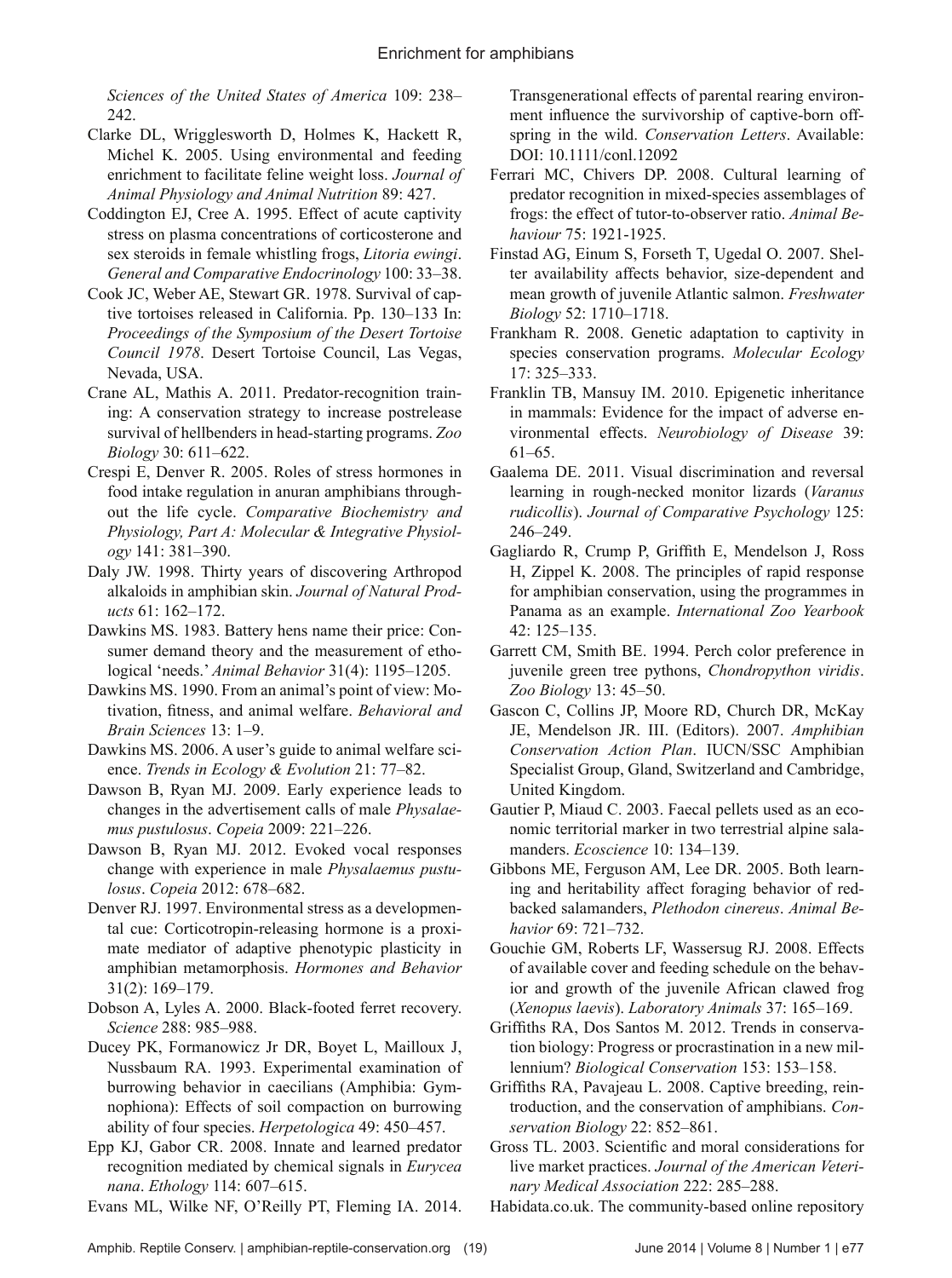*Sciences of the United States of America* 109: 238–242.

Clarke DL, Wrigglesworth D, Holmes K, Hackett R, Michel K. 2005. Using environmental and feeding enrichment to facilitate feline weight loss. *Journal of Animal Physiology and Animal Nutrition* 89: 427.

Coddington EJ, Cree A. 1995. Effect of acute captivity stress on plasma concentrations of corticosterone and sex steroids in female whistling frogs, *Litoria ewingi*. *General and Comparative Endocrinology* 100: 33–38.

Cook JC, Weber AE, Stewart GR. 1978. Survival of captive tortoises released in California. Pp. 130–133 In: *Proceedings of the Symposium of the Desert Tortoise Council 1978*. Desert Tortoise Council, Las Vegas, Nevada, USA.

Crane AL, Mathis A. 2011. Predator-recognition training: A conservation strategy to increase postrelease survival of hellbenders in head-starting programs. *Zoo Biology* 30: 611–622.

Crespi E, Denver R. 2005. Roles of stress hormones in food intake regulation in anuran amphibians throughout the life cycle. *Comparative Biochemistry and Physiology, Part A: Molecular & Integrative Physiology* 141: 381–390.

Daly JW. 1998. Thirty years of discovering Arthropod alkaloids in amphibian skin. *Journal of Natural Products* 61: 162–172.

Dawkins MS. 1983. Battery hens name their price: Consumer demand theory and the measurement of ethological 'needs.' *Animal Behavior* 31(4): 1195–1205.

Dawkins MS. 1990. From an animal's point of view: Motivation, fitness, and animal welfare. *Behavioral and Brain Sciences* 13: 1–9.

Dawkins MS. 2006. A user's guide to animal welfare science. *Trends in Ecology & Evolution* 21: 77–82.

Dawson B, Ryan MJ. 2009. Early experience leads to changes in the advertisement calls of male *Physalaemus pustulosus*. *Copeia* 2009: 221–226.

Dawson B, Ryan MJ. 2012. Evoked vocal responses change with experience in male *Physalaemus pustulosus*. *Copeia* 2012: 678–682.

Denver RJ. 1997. Environmental stress as a developmental cue: Corticotropin-releasing hormone is a proximate mediator of adaptive phenotypic plasticity in amphibian metamorphosis. *Hormones and Behavior* 31(2): 169–179.

Dobson A, Lyles A. 2000. Black-footed ferret recovery. *Science* 288: 985–988.

Ducey PK, Formanowicz Jr DR, Boyet L, Mailloux J, Nussbaum RA. 1993. Experimental examination of burrowing behavior in caecilians (Amphibia: Gymnophiona): Effects of soil compaction on burrowing ability of four species. *Herpetologica* 49: 450–457.

Epp KJ, Gabor CR. 2008. Innate and learned predator recognition mediated by chemical signals in *Eurycea nana*. *Ethology* 114: 607–615.

Evans ML, Wilke NF, O'Reilly PT, Fleming IA. 2014. Transgenerational effects of parental rearing environment influence the survivorship of captive-born offspring in the wild. *Conservation Letters*. Available: DOI: 10.1111/conl.12092

Ferrari MC, Chivers DP. 2008. Cultural learning of predator recognition in mixed-species assemblages of frogs: the effect of tutor-to-observer ratio. *Animal Behaviour* 75: 1921-1925.

Finstad AG, Einum S, Forseth T, Ugedal O. 2007. Shelter availability affects behavior, size-dependent and mean growth of juvenile Atlantic salmon. *Freshwater Biology* 52: 1710–1718.

Frankham R. 2008. Genetic adaptation to captivity in species conservation programs. *Molecular Ecology* 17: 325–333.

Franklin TB, Mansuy IM. 2010. Epigenetic inheritance in mammals: Evidence for the impact of adverse environmental effects. *Neurobiology of Disease* 39: 61–65.

Gaalema DE. 2011. Visual discrimination and reversal learning in rough-necked monitor lizards (*Varanus rudicollis*). *Journal of Comparative Psychology* 125: 246–249.

Gagliardo R, Crump P, Griffith E, Mendelson J, Ross H, Zippel K. 2008. The principles of rapid response for amphibian conservation, using the programmes in Panama as an example. *International Zoo Yearbook* 42: 125–135.

Garrett CM, Smith BE. 1994. Perch color preference in juvenile green tree pythons, *Chondropython viridis*. *Zoo Biology* 13: 45–50.

Gascon C, Collins JP, Moore RD, Church DR, McKay JE, Mendelson JR. III. (Editors). 2007. *Amphibian Conservation Action Plan*. IUCN/SSC Amphibian Specialist Group, Gland, Switzerland and Cambridge, United Kingdom.

Gautier P, Miaud C. 2003. Faecal pellets used as an economic territorial marker in two terrestrial alpine salamanders. *Ecoscience* 10: 134–139.

Gibbons ME, Ferguson AM, Lee DR. 2005. Both learning and heritability affect foraging behavior of red-backed salamanders, *Plethodon cinereus*. *Animal Behavior* 69: 721–732.

Gouchie GM, Roberts LF, Wassersug RJ. 2008. Effects of available cover and feeding schedule on the behavior and growth of the juvenile African clawed frog (*Xenopus laevis*). *Laboratory Animals* 37: 165–169.

Griffiths RA, Dos Santos M. 2012. Trends in conservation biology: Progress or procrastination in a new millennium? *Biological Conservation* 153: 153–158.

Griffiths RA, Pavajeau L. 2008. Captive breeding, reintroduction, and the conservation of amphibians. *Conservation Biology* 22: 852–861.

Gross TL. 2003. Scientific and moral considerations for live market practices. *Journal of the American Veterinary Medical Association* 222: 285–288.

Habidata.co.uk. The community-based online repository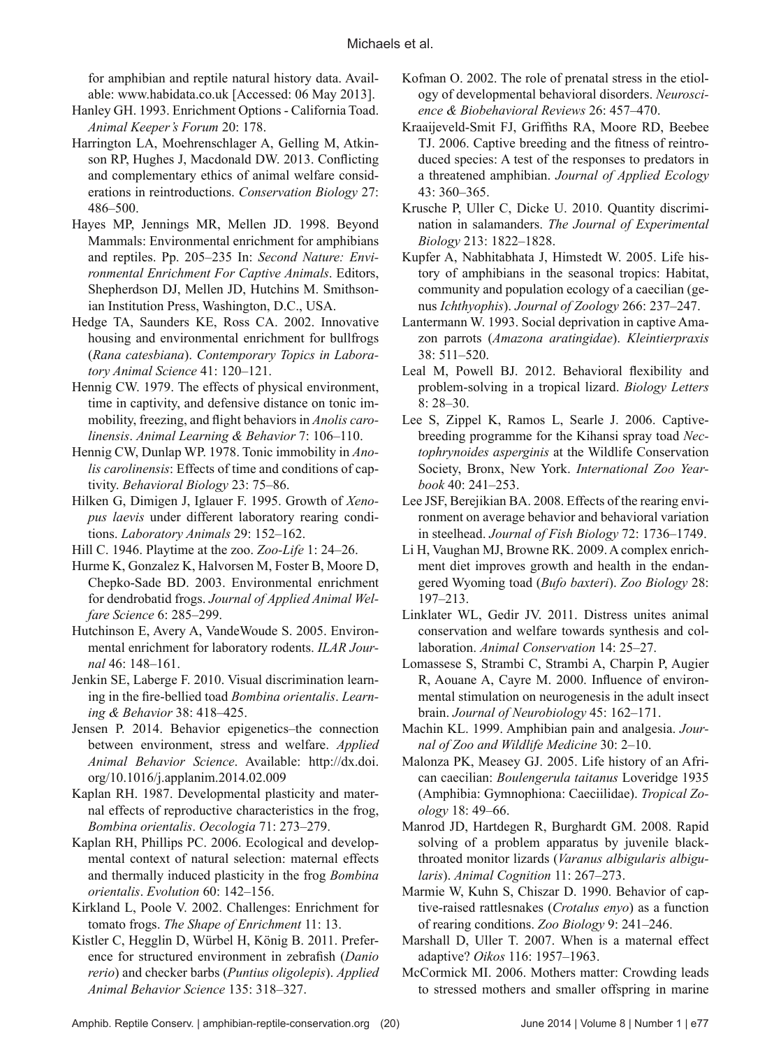for amphibian and reptile natural history data. Available: www.habidata.co.uk [Accessed: 06 May 2013].

Hanley GH. 1993. Enrichment Options - California Toad. *Animal Keeper's Forum* 20: 178.

Harrington LA, Moehrenschlager A, Gelling M, Atkinson RP, Hughes J, Macdonald DW. 2013. Conflicting and complementary ethics of animal welfare considerations in reintroductions. *Conservation Biology* 27: 486–500.

Hayes MP, Jennings MR, Mellen JD. 1998. Beyond Mammals: Environmental enrichment for amphibians and reptiles. Pp. 205–235 In: *Second Nature: Environmental Enrichment For Captive Animals*. Editors, Shepherdson DJ, Mellen JD, Hutchins M. Smithsonian Institution Press, Washington, D.C., USA.

Hedge TA, Saunders KE, Ross CA. 2002. Innovative housing and environmental enrichment for bullfrogs (*Rana catesbiana*). *Contemporary Topics in Laboratory Animal Science* 41: 120–121.

Hennig CW. 1979. The effects of physical environment, time in captivity, and defensive distance on tonic immobility, freezing, and flight behaviors in *Anolis carolinensis*. *Animal Learning & Behavior* 7: 106–110.

Hennig CW, Dunlap WP. 1978. Tonic immobility in *Anolis carolinensis*: Effects of time and conditions of captivity. *Behavioral Biology* 23: 75–86.

Hilken G, Dimigen J, Iglauer F. 1995. Growth of *Xenopus laevis* under different laboratory rearing conditions. *Laboratory Animals* 29: 152–162.

Hill C. 1946. Playtime at the zoo. *Zoo-Life* 1: 24–26.

Hurme K, Gonzalez K, Halvorsen M, Foster B, Moore D, Chepko-Sade BD. 2003. Environmental enrichment for dendrobatid frogs. *Journal of Applied Animal Welfare Science* 6: 285–299.

Hutchinson E, Avery A, VandeWoude S. 2005. Environmental enrichment for laboratory rodents. *ILAR Journal* 46: 148–161.

Jenkin SE, Laberge F. 2010. Visual discrimination learning in the fire-bellied toad *Bombina orientalis*. *Learning & Behavior* 38: 418–425.

Jensen P. 2014. Behavior epigenetics–the connection between environment, stress and welfare. *Applied Animal Behavior Science*. Available: http://dx.doi.org/10.1016/j.applanim.2014.02.009

Kaplan RH. 1987. Developmental plasticity and maternal effects of reproductive characteristics in the frog, *Bombina orientalis*. *Oecologia* 71: 273–279.

Kaplan RH, Phillips PC. 2006. Ecological and developmental context of natural selection: maternal effects and thermally induced plasticity in the frog *Bombina orientalis*. *Evolution* 60: 142–156.

Kirkland L, Poole V. 2002. Challenges: Enrichment for tomato frogs. *The Shape of Enrichment* 11: 13.

Kistler C, Hegglin D, Würbel H, König B. 2011. Preference for structured environment in zebrafish (*Danio rerio*) and checker barbs (*Puntius oligolepis*). *Applied Animal Behavior Science* 135: 318–327.

Kofman O. 2002. The role of prenatal stress in the etiology of developmental behavioral disorders. *Neuroscience & Biobehavioral Reviews* 26: 457–470.

Kraaijeveld-Smit FJ, Griffiths RA, Moore RD, Beebee TJ. 2006. Captive breeding and the fitness of reintroduced species: A test of the responses to predators in a threatened amphibian. *Journal of Applied Ecology* 43: 360–365.

Krusche P, Uller C, Dicke U. 2010. Quantity discrimination in salamanders. *The Journal of Experimental Biology* 213: 1822–1828.

Kupfer A, Nabhitabhata J, Himstedt W. 2005. Life history of amphibians in the seasonal tropics: Habitat, community and population ecology of a caecilian (genus *Ichthyophis*). *Journal of Zoology* 266: 237–247.

Lantermann W. 1993. Social deprivation in captive Amazon parrots (*Amazona aratingidae*). *Kleintierpraxis* 38: 511–520.

Leal M, Powell BJ. 2012. Behavioral flexibility and problem-solving in a tropical lizard. *Biology Letters* 8: 28–30.

Lee S, Zippel K, Ramos L, Searle J. 2006. Captive-breeding programme for the Kihansi spray toad *Nectophrynoides asperginis* at the Wildlife Conservation Society, Bronx, New York. *International Zoo Yearbook* 40: 241–253.

Lee JSF, Berejikian BA. 2008. Effects of the rearing environment on average behavior and behavioral variation in steelhead. *Journal of Fish Biology* 72: 1736–1749.

Li H, Vaughan MJ, Browne RK. 2009. A complex enrichment diet improves growth and health in the endangered Wyoming toad (*Bufo baxteri*). *Zoo Biology* 28: 197–213.

Linklater WL, Gedir JV. 2011. Distress unites animal conservation and welfare towards synthesis and collaboration. *Animal Conservation* 14: 25–27.

Lomassese S, Strambi C, Strambi A, Charpin P, Augier R, Aouane A, Cayre M. 2000. Influence of environmental stimulation on neurogenesis in the adult insect brain. *Journal of Neurobiology* 45: 162–171.

Machin KL. 1999. Amphibian pain and analgesia. *Journal of Zoo and Wildlife Medicine* 30: 2–10.

Malonza PK, Measey GJ. 2005. Life history of an African caecilian: *Boulengerula taitanus* Loveridge 1935 (Amphibia: Gymnophiona: Caeciilidae). *Tropical Zoology* 18: 49–66.

Manrod JD, Hartdegen R, Burghardt GM. 2008. Rapid solving of a problem apparatus by juvenile black-throated monitor lizards (*Varanus albigularis albigularis*). *Animal Cognition* 11: 267–273.

Marmie W, Kuhn S, Chiszar D. 1990. Behavior of captive-raised rattlesnakes (*Crotalus enyo*) as a function of rearing conditions. *Zoo Biology* 9: 241–246.

Marshall D, Uller T. 2007. When is a maternal effect adaptive? *Oikos* 116: 1957–1963.

McCormick MI. 2006. Mothers matter: Crowding leads to stressed mothers and smaller offspring in marine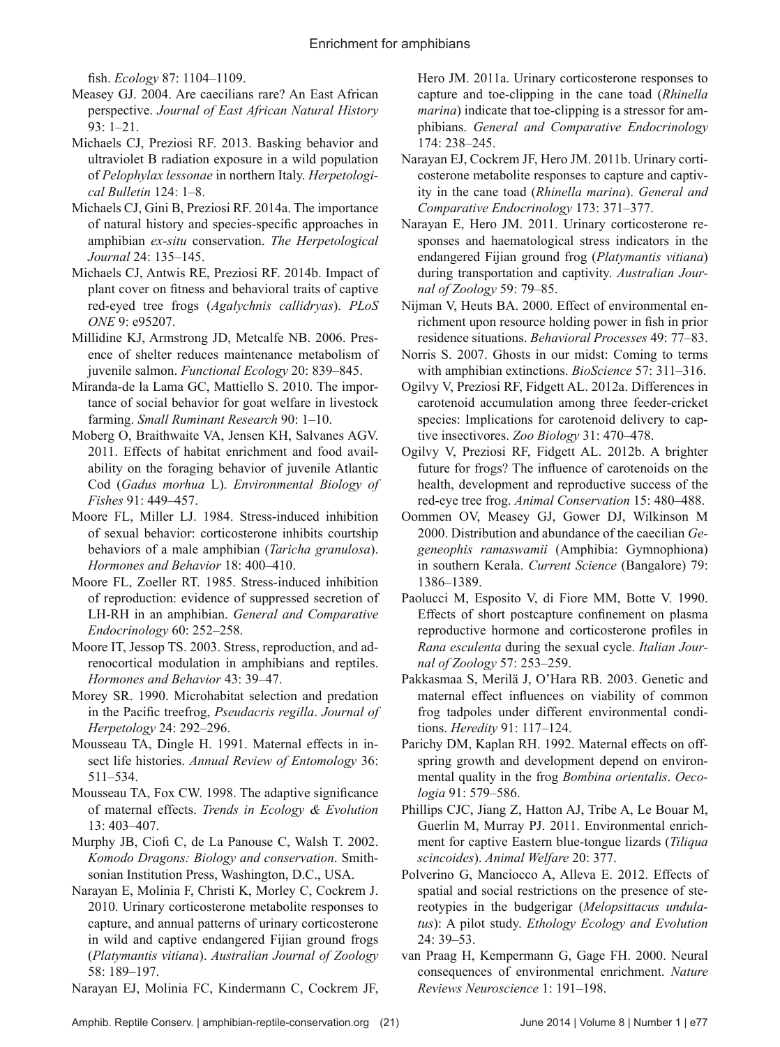fish. *Ecology* 87: 1104–1109.

Measey GJ. 2004. Are caecilians rare? An East African perspective. *Journal of East African Natural History* 93: 1–21.

Michaels CJ, Preziosi RF. 2013. Basking behavior and ultraviolet B radiation exposure in a wild population of *Pelophylax lessonae* in northern Italy. *Herpetological Bulletin* 124: 1–8.

Michaels CJ, Gini B, Preziosi RF. 2014a. The importance of natural history and species-specific approaches in amphibian *ex-situ* conservation. *The Herpetological Journal* 24: 135–145.

Michaels CJ, Antwis RE, Preziosi RF. 2014b. Impact of plant cover on fitness and behavioral traits of captive red-eyed tree frogs (*Agalychnis callidryas*). *PLoS ONE* 9: e95207.

Millidine KJ, Armstrong JD, Metcalfe NB. 2006. Presence of shelter reduces maintenance metabolism of juvenile salmon. *Functional Ecology* 20: 839–845.

Miranda-de la Lama GC, Mattiello S. 2010. The importance of social behavior for goat welfare in livestock farming. *Small Ruminant Research* 90: 1–10.

Moberg O, Braithwaite VA, Jensen KH, Salvanes AGV. 2011. Effects of habitat enrichment and food availability on the foraging behavior of juvenile Atlantic Cod (*Gadus morhua* L). *Environmental Biology of Fishes* 91: 449–457.

Moore FL, Miller LJ. 1984. Stress-induced inhibition of sexual behavior: corticosterone inhibits courtship behaviors of a male amphibian (*Taricha granulosa*). *Hormones and Behavior* 18: 400–410.

Moore FL, Zoeller RT. 1985. Stress-induced inhibition of reproduction: evidence of suppressed secretion of LH-RH in an amphibian. *General and Comparative Endocrinology* 60: 252–258.

Moore IT, Jessop TS. 2003. Stress, reproduction, and adrenocortical modulation in amphibians and reptiles. *Hormones and Behavior* 43: 39–47.

Morey SR. 1990. Microhabitat selection and predation in the Pacific treefrog, *Pseudacris regilla*. *Journal of Herpetology* 24: 292–296.

Mousseau TA, Dingle H. 1991. Maternal effects in insect life histories. *Annual Review of Entomology* 36: 511–534.

Mousseau TA, Fox CW. 1998. The adaptive significance of maternal effects. *Trends in Ecology & Evolution* 13: 403–407.

Murphy JB, Ciofi C, de La Panouse C, Walsh T. 2002. *Komodo Dragons: Biology and conservation*. Smithsonian Institution Press, Washington, D.C., USA.

Narayan E, Molinia F, Christi K, Morley C, Cockrem J. 2010. Urinary corticosterone metabolite responses to capture, and annual patterns of urinary corticosterone in wild and captive endangered Fijian ground frogs (*Platymantis vitiana*). *Australian Journal of Zoology* 58: 189–197.

Narayan EJ, Molinia FC, Kindermann C, Cockrem JF, Hero JM. 2011a. Urinary corticosterone responses to capture and toe-clipping in the cane toad (*Rhinella marina*) indicate that toe-clipping is a stressor for amphibians. *General and Comparative Endocrinology* 174: 238–245.

Narayan EJ, Cockrem JF, Hero JM. 2011b. Urinary corticosterone metabolite responses to capture and captivity in the cane toad (*Rhinella marina*). *General and Comparative Endocrinology* 173: 371–377.

Narayan E, Hero JM. 2011. Urinary corticosterone responses and haematological stress indicators in the endangered Fijian ground frog (*Platymantis vitiana*) during transportation and captivity. *Australian Journal of Zoology* 59: 79–85.

Nijman V, Heuts BA. 2000. Effect of environmental enrichment upon resource holding power in fish in prior residence situations. *Behavioral Processes* 49: 77–83.

Norris S. 2007. Ghosts in our midst: Coming to terms with amphibian extinctions. *BioScience* 57: 311–316.

Ogilvy V, Preziosi RF, Fidgett AL. 2012a. Differences in carotenoid accumulation among three feeder-cricket species: Implications for carotenoid delivery to captive insectivores. *Zoo Biology* 31: 470–478.

Ogilvy V, Preziosi RF, Fidgett AL. 2012b. A brighter future for frogs? The influence of carotenoids on the health, development and reproductive success of the red-eye tree frog. *Animal Conservation* 15: 480–488.

Oommen OV, Measey GJ, Gower DJ, Wilkinson M 2000. Distribution and abundance of the caecilian *Gegeneophis ramaswamii* (Amphibia: Gymnophiona) in southern Kerala. *Current Science* (Bangalore) 79: 1386–1389.

Paolucci M, Esposito V, di Fiore MM, Botte V. 1990. Effects of short postcapture confinement on plasma reproductive hormone and corticosterone profiles in *Rana esculenta* during the sexual cycle. *Italian Journal of Zoology* 57: 253–259.

Pakkasmaa S, Merilä J, O'Hara RB. 2003. Genetic and maternal effect influences on viability of common frog tadpoles under different environmental conditions. *Heredity* 91: 117–124.

Parichy DM, Kaplan RH. 1992. Maternal effects on offspring growth and development depend on environmental quality in the frog *Bombina orientalis*. *Oecologia* 91: 579–586.

Phillips CJC, Jiang Z, Hatton AJ, Tribe A, Le Bouar M, Guerlin M, Murray PJ. 2011. Environmental enrichment for captive Eastern blue-tongue lizards (*Tiliqua scincoides*). *Animal Welfare* 20: 377.

Polverino G, Manciocco A, Alleva E. 2012. Effects of spatial and social restrictions on the presence of stereotypies in the budgerigar (*Melopsittacus undulatus*): A pilot study. *Ethology Ecology and Evolution* 24: 39–53.

van Praag H, Kempermann G, Gage FH. 2000. Neural consequences of environmental enrichment. *Nature Reviews Neuroscience* 1: 191–198.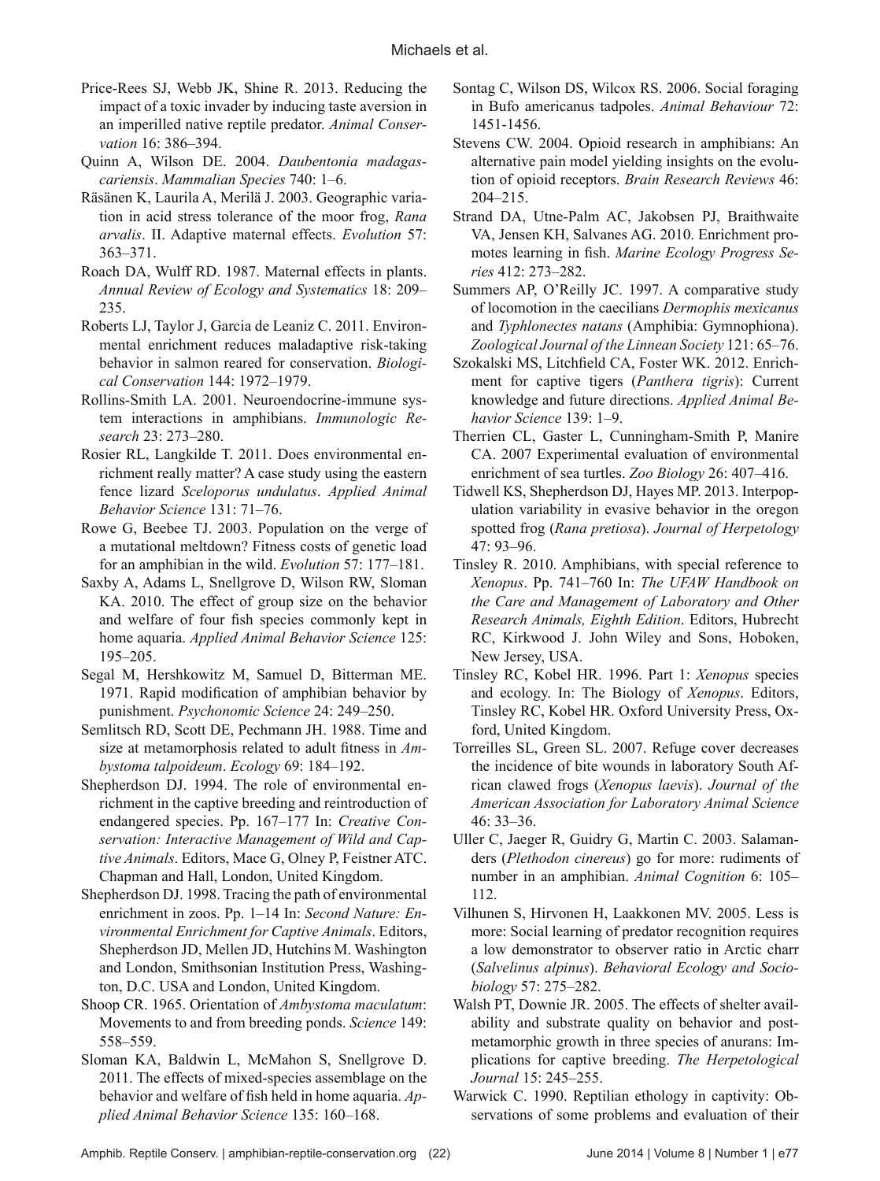Price-Rees SJ, Webb JK, Shine R. 2013. Reducing the impact of a toxic invader by inducing taste aversion in an imperilled native reptile predator. *Animal Conservation* 16: 386–394.

Quinn A, Wilson DE. 2004. *Daubentonia madagascariensis*. *Mammalian Species* 740: 1–6.

Räsänen K, Laurila A, Merilä J. 2003. Geographic variation in acid stress tolerance of the moor frog, *Rana arvalis*. II. Adaptive maternal effects. *Evolution* 57: 363–371.

Roach DA, Wulff RD. 1987. Maternal effects in plants. *Annual Review of Ecology and Systematics* 18: 209–235.

Roberts LJ, Taylor J, Garcia de Leaniz C. 2011. Environmental enrichment reduces maladaptive risk-taking behavior in salmon reared for conservation. *Biological Conservation* 144: 1972–1979.

Rollins-Smith LA. 2001. Neuroendocrine-immune system interactions in amphibians. *Immunologic Research* 23: 273–280.

Rosier RL, Langkilde T. 2011. Does environmental enrichment really matter? A case study using the eastern fence lizard *Sceloporus undulatus*. *Applied Animal Behavior Science* 131: 71–76.

Rowe G, Beebee TJ. 2003. Population on the verge of a mutational meltdown? Fitness costs of genetic load for an amphibian in the wild. *Evolution* 57: 177–181.

Saxby A, Adams L, Snellgrove D, Wilson RW, Sloman KA. 2010. The effect of group size on the behavior and welfare of four fish species commonly kept in home aquaria. *Applied Animal Behavior Science* 125: 195–205.

Segal M, Hershkowitz M, Samuel D, Bitterman ME. 1971. Rapid modification of amphibian behavior by punishment. *Psychonomic Science* 24: 249–250.

Semlitsch RD, Scott DE, Pechmann JH. 1988. Time and size at metamorphosis related to adult fitness in *Ambystoma talpoideum*. *Ecology* 69: 184–192.

Shepherdson DJ. 1994. The role of environmental enrichment in the captive breeding and reintroduction of endangered species. Pp. 167–177 In: *Creative Conservation: Interactive Management of Wild and Captive Animals*. Editors, Mace G, Olney P, Feistner ATC. Chapman and Hall, London, United Kingdom.

Shepherdson DJ. 1998. Tracing the path of environmental enrichment in zoos. Pp. 1–14 In: *Second Nature: Environmental Enrichment for Captive Animals*. Editors, Shepherdson JD, Mellen JD, Hutchins M. Washington and London, Smithsonian Institution Press, Washington, D.C. USA and London, United Kingdom.

Shoop CR. 1965. Orientation of *Ambystoma maculatum*: Movements to and from breeding ponds. *Science* 149: 558–559.

Sloman KA, Baldwin L, McMahon S, Snellgrove D. 2011. The effects of mixed-species assemblage on the behavior and welfare of fish held in home aquaria. *Applied Animal Behavior Science* 135: 160–168.

Sontag C, Wilson DS, Wilcox RS. 2006. Social foraging in Bufo americanus tadpoles. *Animal Behaviour* 72: 1451-1456.

Stevens CW. 2004. Opioid research in amphibians: An alternative pain model yielding insights on the evolution of opioid receptors. *Brain Research Reviews* 46: 204–215.

Strand DA, Utne-Palm AC, Jakobsen PJ, Braithwaite VA, Jensen KH, Salvanes AG. 2010. Enrichment promotes learning in fish. *Marine Ecology Progress Series* 412: 273–282.

Summers AP, O'Reilly JC. 1997. A comparative study of locomotion in the caecilians *Dermophis mexicanus* and *Typhlonectes natans* (Amphibia: Gymnophiona). *Zoological Journal of the Linnean Society* 121: 65–76.

Szokalski MS, Litchfield CA, Foster WK. 2012. Enrichment for captive tigers (*Panthera tigris*): Current knowledge and future directions. *Applied Animal Behavior Science* 139: 1–9.

Therrien CL, Gaster L, Cunningham-Smith P, Manire CA. 2007 Experimental evaluation of environmental enrichment of sea turtles. *Zoo Biology* 26: 407–416.

Tidwell KS, Shepherdson DJ, Hayes MP. 2013. Interpopulation variability in evasive behavior in the oregon spotted frog (*Rana pretiosa*). *Journal of Herpetology* 47: 93–96.

Tinsley R. 2010. Amphibians, with special reference to *Xenopus*. Pp. 741–760 In: *The UFAW Handbook on the Care and Management of Laboratory and Other Research Animals, Eighth Edition*. Editors, Hubrecht RC, Kirkwood J. John Wiley and Sons, Hoboken, New Jersey, USA.

Tinsley RC, Kobel HR. 1996. Part 1: *Xenopus* species and ecology. In: The Biology of *Xenopus*. Editors, Tinsley RC, Kobel HR. Oxford University Press, Oxford, United Kingdom.

Torreilles SL, Green SL. 2007. Refuge cover decreases the incidence of bite wounds in laboratory South African clawed frogs (*Xenopus laevis*). *Journal of the American Association for Laboratory Animal Science* 46: 33–36.

Uller C, Jaeger R, Guidry G, Martin C. 2003. Salamanders (*Plethodon cinereus*) go for more: rudiments of number in an amphibian. *Animal Cognition* 6: 105–112.

Vilhunen S, Hirvonen H, Laakkonen MV. 2005. Less is more: Social learning of predator recognition requires a low demonstrator to observer ratio in Arctic charr (*Salvelinus alpinus*). *Behavioral Ecology and Sociobiology* 57: 275–282.

Walsh PT, Downie JR. 2005. The effects of shelter availability and substrate quality on behavior and post-metamorphic growth in three species of anurans: Implications for captive breeding. *The Herpetological Journal* 15: 245–255.

Warwick C. 1990. Reptilian ethology in captivity: Observations of some problems and evaluation of their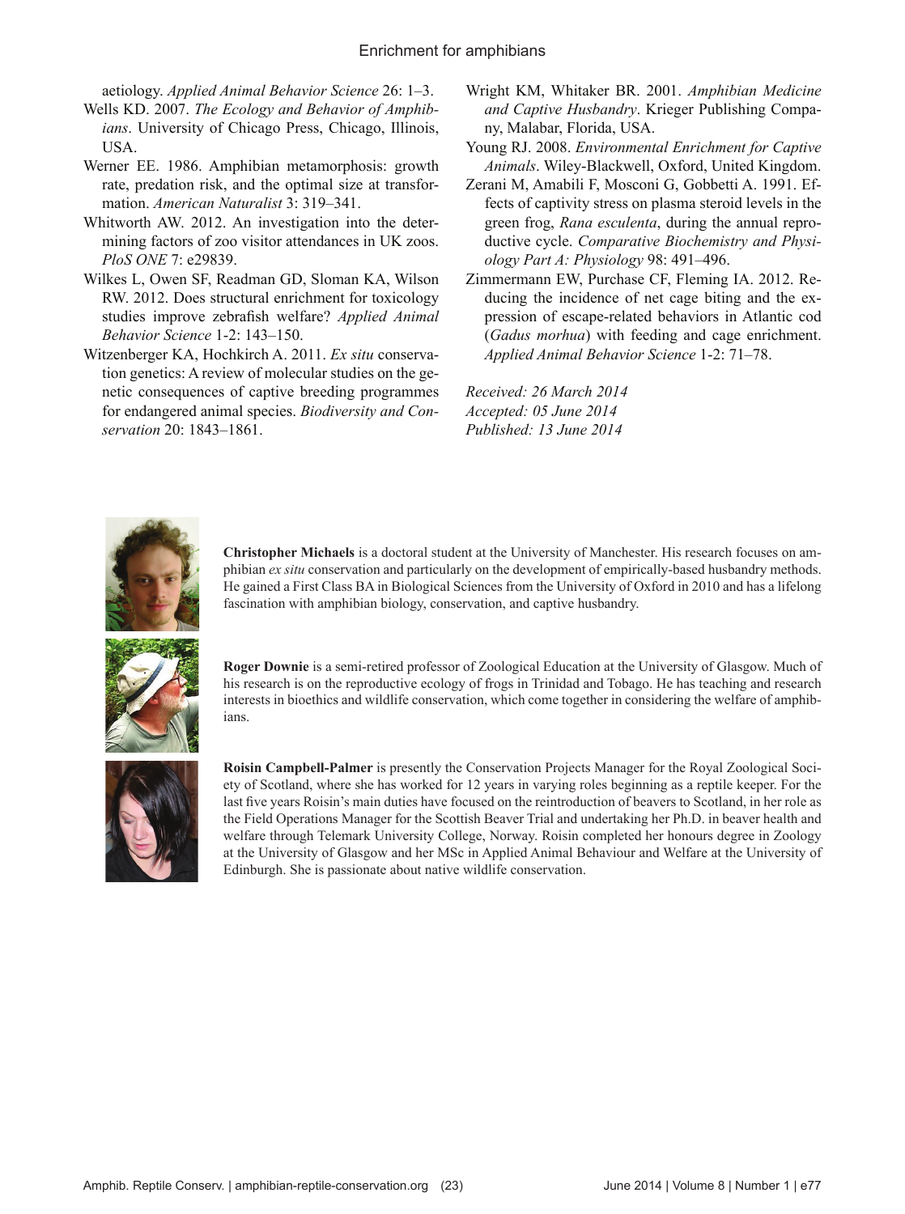aetiology. *Applied Animal Behavior Science* 26: 1–3.

Wells KD. 2007. *The Ecology and Behavior of Amphibians*. University of Chicago Press, Chicago, Illinois, USA.

Werner EE. 1986. Amphibian metamorphosis: growth rate, predation risk, and the optimal size at transformation. *American Naturalist* 3: 319–341.

Whitworth AW. 2012. An investigation into the determining factors of zoo visitor attendances in UK zoos. *PloS ONE* 7: e29839.

Wilkes L, Owen SF, Readman GD, Sloman KA, Wilson RW. 2012. Does structural enrichment for toxicology studies improve zebrafish welfare? *Applied Animal Behavior Science* 1-2: 143–150.

Witzenberger KA, Hochkirch A. 2011. *Ex situ* conservation genetics: A review of molecular studies on the genetic consequences of captive breeding programmes for endangered animal species. *Biodiversity and Conservation* 20: 1843–1861.

Wright KM, Whitaker BR. 2001. *Amphibian Medicine and Captive Husbandry*. Krieger Publishing Company, Malabar, Florida, USA.

Young RJ. 2008. *Environmental Enrichment for Captive Animals*. Wiley-Blackwell, Oxford, United Kingdom.

Zerani M, Amabili F, Mosconi G, Gobbetti A. 1991. Effects of captivity stress on plasma steroid levels in the green frog, *Rana esculenta*, during the annual reproductive cycle. *Comparative Biochemistry and Physiology Part A: Physiology* 98: 491–496.

Zimmermann EW, Purchase CF, Fleming IA. 2012. Reducing the incidence of net cage biting and the expression of escape-related behaviors in Atlantic cod (*Gadus morhua*) with feeding and cage enrichment. *Applied Animal Behavior Science* 1-2: 71–78.

*Received: 26 March 2014*
*Accepted: 05 June 2014*
*Published: 13 June 2014*

**Christopher Michaels** is a doctoral student at the University of Manchester. His research focuses on amphibian *ex situ* conservation and particularly on the development of empirically-based husbandry methods. He gained a First Class BA in Biological Sciences from the University of Oxford in 2010 and has a lifelong fascination with amphibian biology, conservation, and captive husbandry.

**Roger Downie** is a semi-retired professor of Zoological Education at the University of Glasgow. Much of his research is on the reproductive ecology of frogs in Trinidad and Tobago. He has teaching and research interests in bioethics and wildlife conservation, which come together in considering the welfare of amphibians.

**Roisin Campbell-Palmer** is presently the Conservation Projects Manager for the Royal Zoological Society of Scotland, where she has worked for 12 years in varying roles beginning as a reptile keeper. For the last five years Roisin's main duties have focused on the reintroduction of beavers to Scotland, in her role as the Field Operations Manager for the Scottish Beaver Trial and undertaking her Ph.D. in beaver health and welfare through Telemark University College, Norway. Roisin completed her honours degree in Zoology at the University of Glasgow and her MSc in Applied Animal Behaviour and Welfare at the University of Edinburgh. She is passionate about native wildlife conservation.